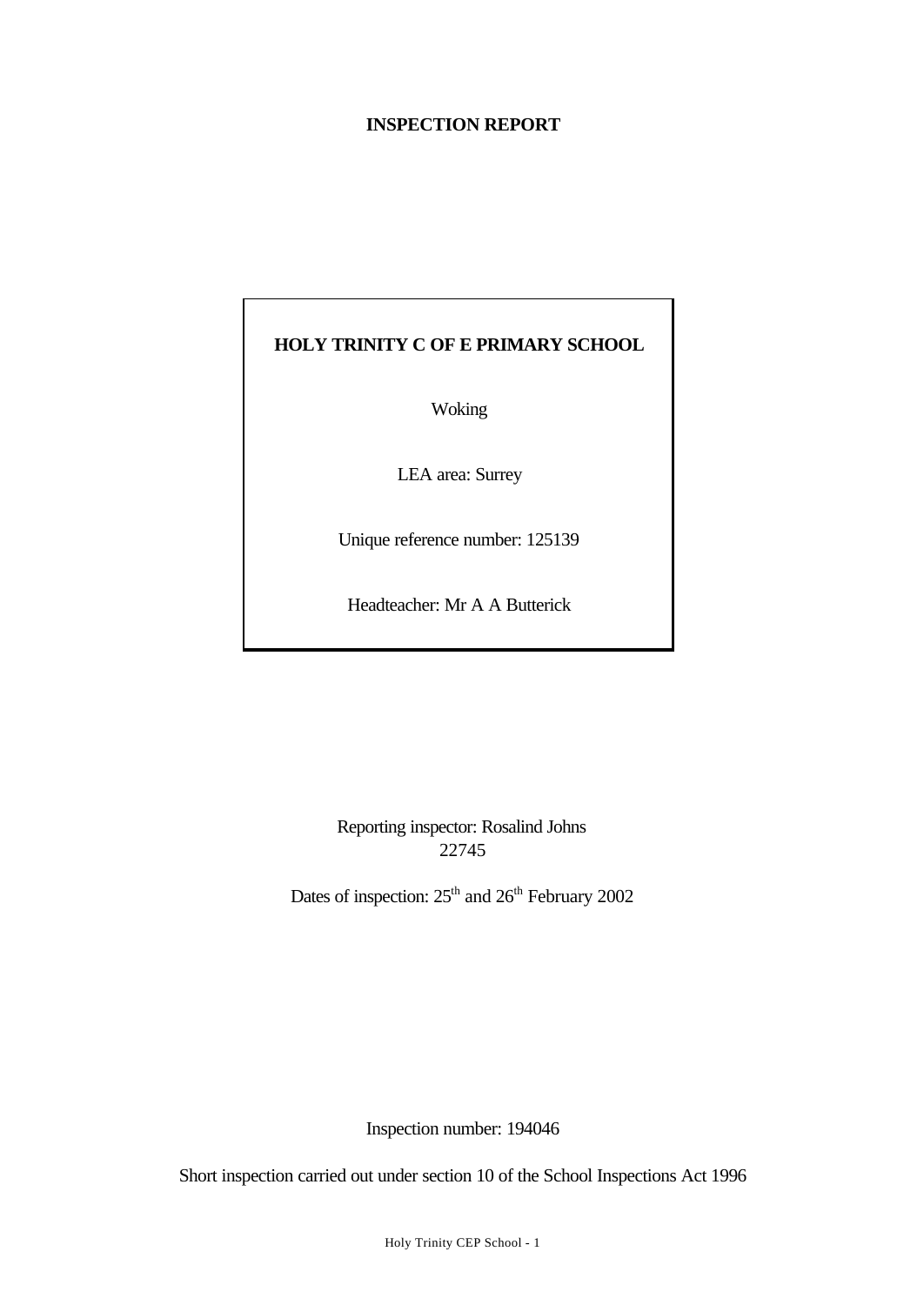# INSPECTION REPORT

**HOLY TRINITY C OF E PRIMARY SCHOOL**

Woking

LEA area: Surrey

Unique reference number: 125139

Headteacher: Mr A A Butterick

Reporting inspector: Rosalind Johns
22745

Dates of inspection: 25th and 26th February 2002

Inspection number: 194046

Short inspection carried out under section 10 of the School Inspections Act 1996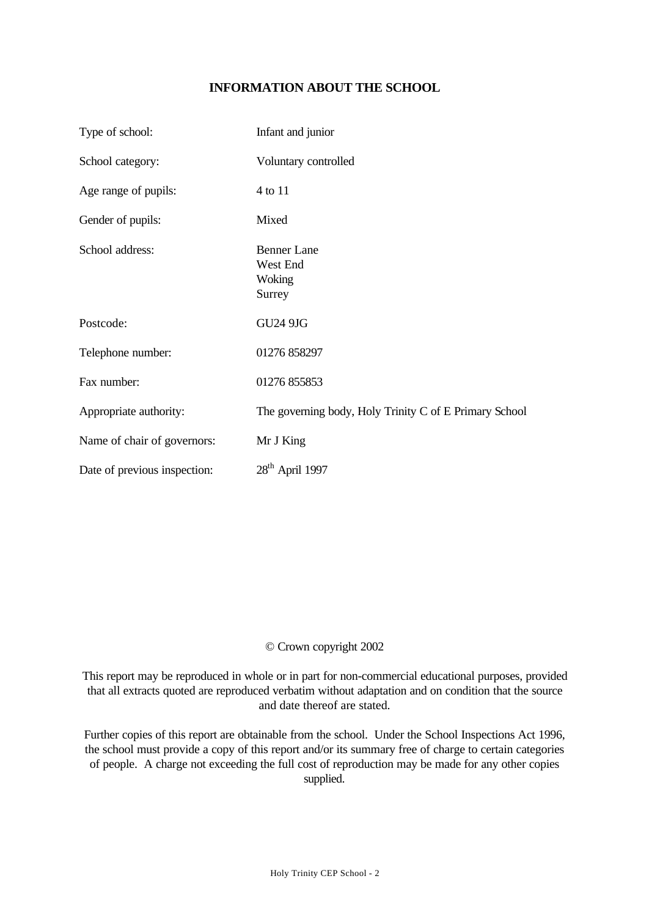## INFORMATION ABOUT THE SCHOOL

| | |
|---|---|
| Type of school: | Infant and junior |
| School category: | Voluntary controlled |
| Age range of pupils: | 4 to 11 |
| Gender of pupils: | Mixed |
| School address: | Benner Lane<br>West End<br>Woking<br>Surrey |
| Postcode: | GU24 9JG |
| Telephone number: | 01276 858297 |
| Fax number: | 01276 855853 |
| Appropriate authority: | The governing body, Holy Trinity C of E Primary School |
| Name of chair of governors: | Mr J King |
| Date of previous inspection: | 28th April 1997 |

© Crown copyright 2002

This report may be reproduced in whole or in part for non-commercial educational purposes, provided that all extracts quoted are reproduced verbatim without adaptation and on condition that the source and date thereof are stated.

Further copies of this report are obtainable from the school. Under the School Inspections Act 1996, the school must provide a copy of this report and/or its summary free of charge to certain categories of people. A charge not exceeding the full cost of reproduction may be made for any other copies supplied.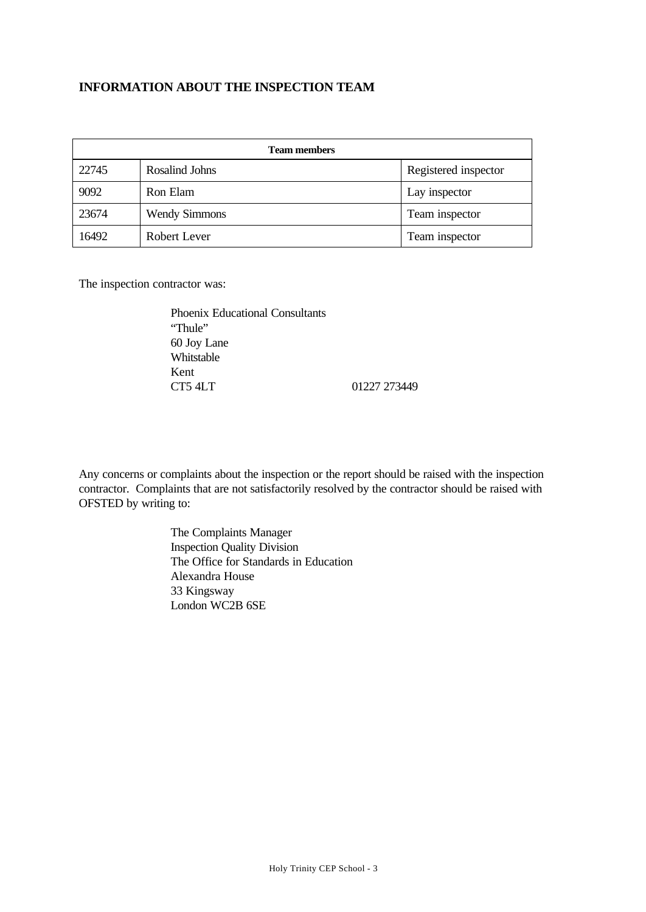## INFORMATION ABOUT THE INSPECTION TEAM

| Team members | | |
|---|---|---|
| 22745 | Rosalind Johns | Registered inspector |
| 9092 | Ron Elam | Lay inspector |
| 23674 | Wendy Simmons | Team inspector |
| 16492 | Robert Lever | Team inspector |

The inspection contractor was:

Phoenix Educational Consultants
"Thule"
60 Joy Lane
Whitstable
Kent
CT5 4LT 01227 273449

Any concerns or complaints about the inspection or the report should be raised with the inspection contractor. Complaints that are not satisfactorily resolved by the contractor should be raised with OFSTED by writing to:

The Complaints Manager
Inspection Quality Division
The Office for Standards in Education
Alexandra House
33 Kingsway
London WC2B 6SE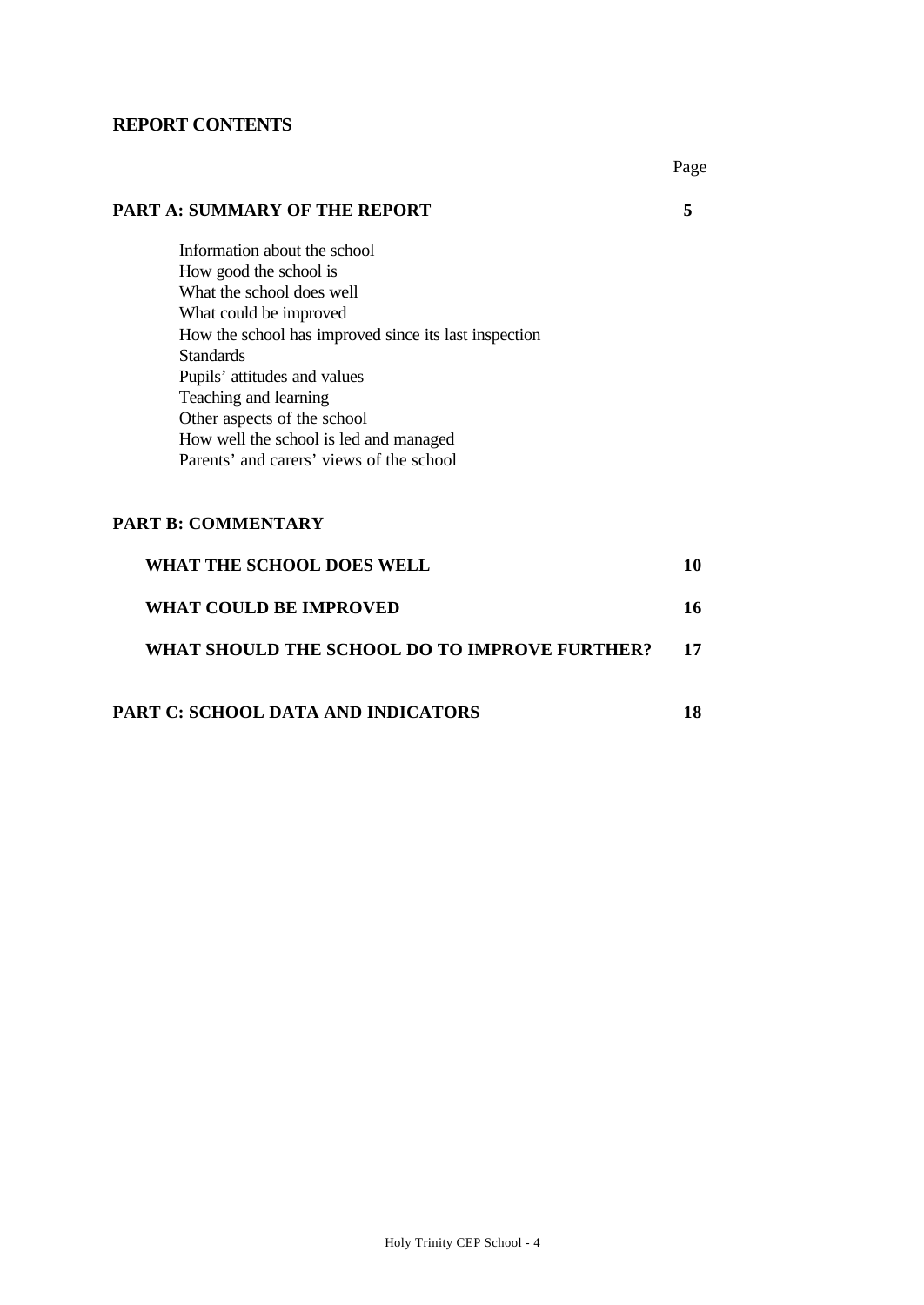**REPORT CONTENTS**

| | Page |
|---|---|
| **PART A: SUMMARY OF THE REPORT** | **5** |
| Information about the school<br>How good the school is<br>What the school does well<br>What could be improved<br>How the school has improved since its last inspection<br>Standards<br>Pupils' attitudes and values<br>Teaching and learning<br>Other aspects of the school<br>How well the school is led and managed<br>Parents' and carers' views of the school | |
| **PART B: COMMENTARY** | |
| **WHAT THE SCHOOL DOES WELL** | **10** |
| **WHAT COULD BE IMPROVED** | **16** |
| **WHAT SHOULD THE SCHOOL DO TO IMPROVE FURTHER?** | **17** |
| **PART C: SCHOOL DATA AND INDICATORS** | **18** |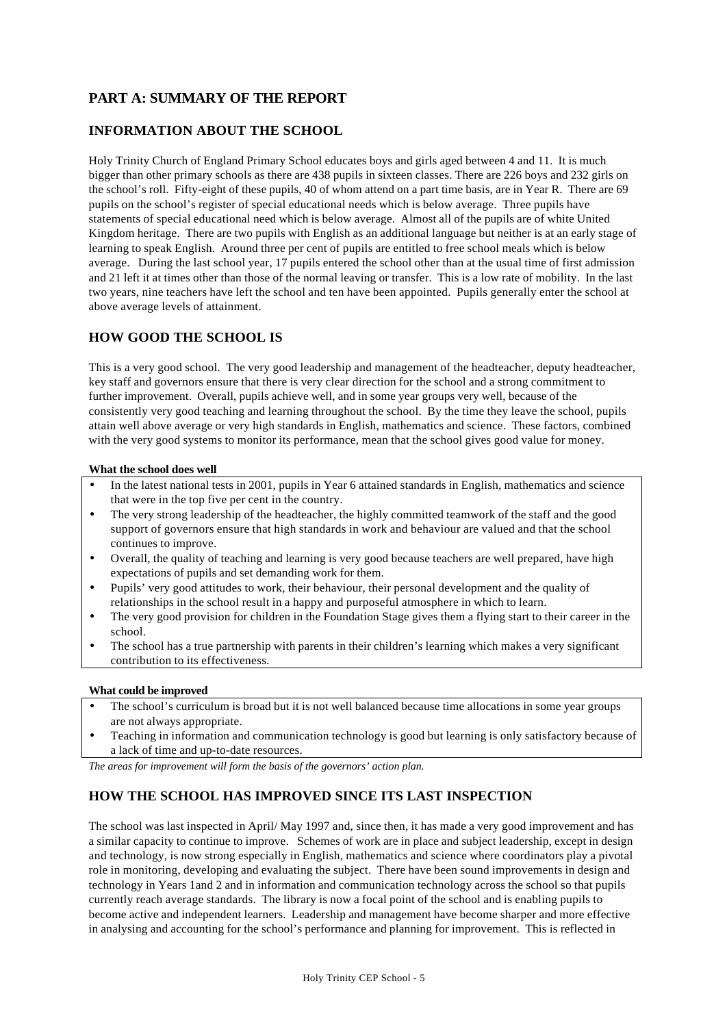# PART A: SUMMARY OF THE REPORT

## INFORMATION ABOUT THE SCHOOL

Holy Trinity Church of England Primary School educates boys and girls aged between 4 and 11. It is much bigger than other primary schools as there are 438 pupils in sixteen classes. There are 226 boys and 232 girls on the school's roll. Fifty-eight of these pupils, 40 of whom attend on a part time basis, are in Year R. There are 69 pupils on the school's register of special educational needs which is below average. Three pupils have statements of special educational need which is below average. Almost all of the pupils are of white United Kingdom heritage. There are two pupils with English as an additional language but neither is at an early stage of learning to speak English. Around three per cent of pupils are entitled to free school meals which is below average. During the last school year, 17 pupils entered the school other than at the usual time of first admission and 21 left it at times other than those of the normal leaving or transfer. This is a low rate of mobility. In the last two years, nine teachers have left the school and ten have been appointed. Pupils generally enter the school at above average levels of attainment.

## HOW GOOD THE SCHOOL IS

This is a very good school. The very good leadership and management of the headteacher, deputy headteacher, key staff and governors ensure that there is very clear direction for the school and a strong commitment to further improvement. Overall, pupils achieve well, and in some year groups very well, because of the consistently very good teaching and learning throughout the school. By the time they leave the school, pupils attain well above average or very high standards in English, mathematics and science. These factors, combined with the very good systems to monitor its performance, mean that the school gives good value for money.

**What the school does well**

- In the latest national tests in 2001, pupils in Year 6 attained standards in English, mathematics and science that were in the top five per cent in the country.
- The very strong leadership of the headteacher, the highly committed teamwork of the staff and the good support of governors ensure that high standards in work and behaviour are valued and that the school continues to improve.
- Overall, the quality of teaching and learning is very good because teachers are well prepared, have high expectations of pupils and set demanding work for them.
- Pupils' very good attitudes to work, their behaviour, their personal development and the quality of relationships in the school result in a happy and purposeful atmosphere in which to learn.
- The very good provision for children in the Foundation Stage gives them a flying start to their career in the school.
- The school has a true partnership with parents in their children's learning which makes a very significant contribution to its effectiveness.

**What could be improved**

- The school's curriculum is broad but it is not well balanced because time allocations in some year groups are not always appropriate.
- Teaching in information and communication technology is good but learning is only satisfactory because of a lack of time and up-to-date resources.

*The areas for improvement will form the basis of the governors' action plan.*

## HOW THE SCHOOL HAS IMPROVED SINCE ITS LAST INSPECTION

The school was last inspected in April/ May 1997 and, since then, it has made a very good improvement and has a similar capacity to continue to improve. Schemes of work are in place and subject leadership, except in design and technology, is now strong especially in English, mathematics and science where coordinators play a pivotal role in monitoring, developing and evaluating the subject. There have been sound improvements in design and technology in Years 1and 2 and in information and communication technology across the school so that pupils currently reach average standards. The library is now a focal point of the school and is enabling pupils to become active and independent learners. Leadership and management have become sharper and more effective in analysing and accounting for the school's performance and planning for improvement. This is reflected in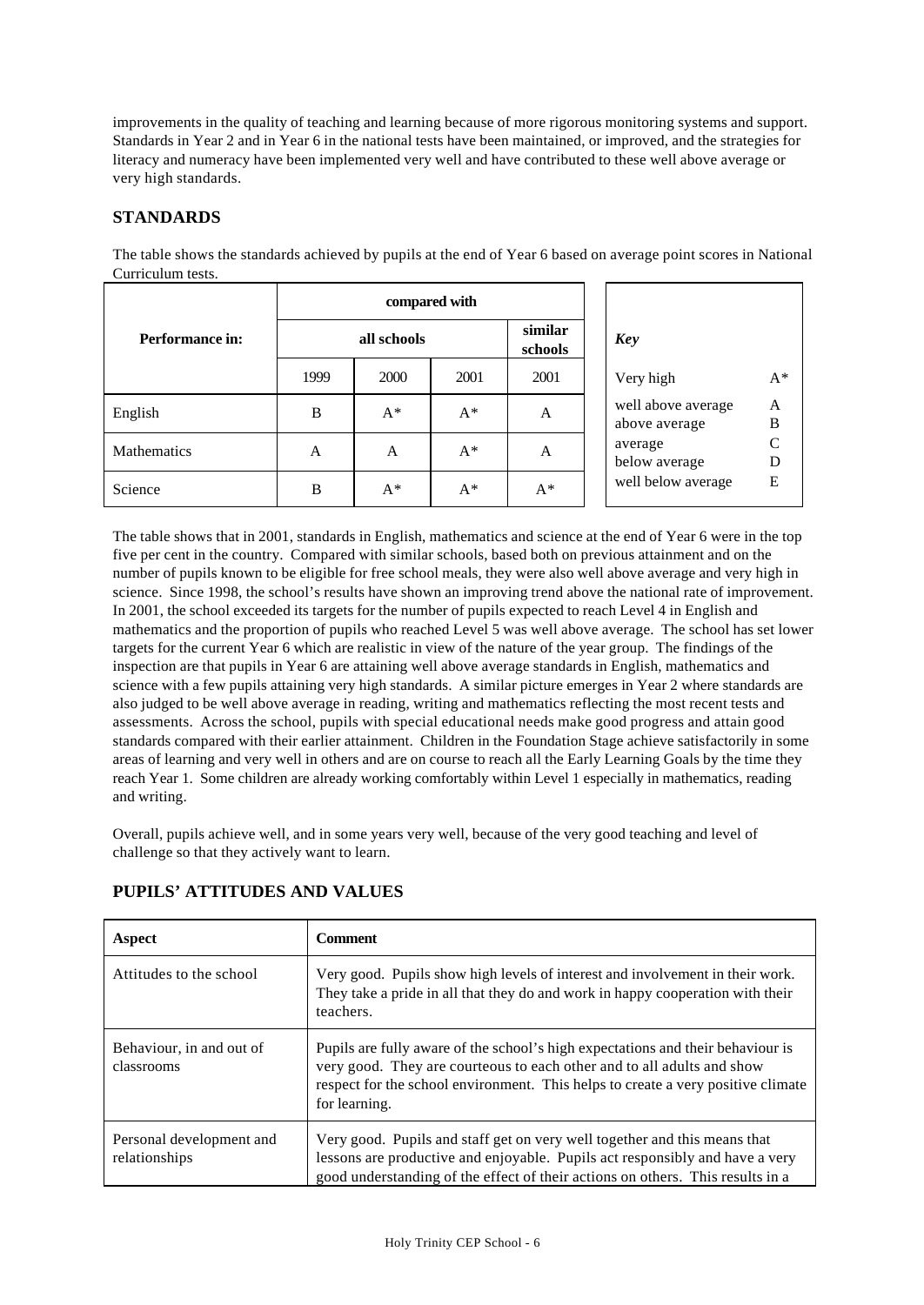improvements in the quality of teaching and learning because of more rigorous monitoring systems and support. Standards in Year 2 and in Year 6 in the national tests have been maintained, or improved, and the strategies for literacy and numeracy have been implemented very well and have contributed to these well above average or very high standards.

## STANDARDS

The table shows the standards achieved by pupils at the end of Year 6 based on average point scores in National Curriculum tests.

| | compared with | | | |
|---|---|---|---|---|
| **Performance in:** | all schools | | | similar schools |
| | 1999 | 2000 | 2001 | 2001 |
| English | B | A* | A* | A |
| Mathematics | A | A | A* | A |
| Science | B | A* | A* | A* |

| *Key* | |
|---|---|
| Very high | A* |
| well above average | A |
| above average | B |
| average | C |
| below average | D |
| well below average | E |

The table shows that in 2001, standards in English, mathematics and science at the end of Year 6 were in the top five per cent in the country. Compared with similar schools, based both on previous attainment and on the number of pupils known to be eligible for free school meals, they were also well above average and very high in science. Since 1998, the school's results have shown an improving trend above the national rate of improvement. In 2001, the school exceeded its targets for the number of pupils expected to reach Level 4 in English and mathematics and the proportion of pupils who reached Level 5 was well above average. The school has set lower targets for the current Year 6 which are realistic in view of the nature of the year group. The findings of the inspection are that pupils in Year 6 are attaining well above average standards in English, mathematics and science with a few pupils attaining very high standards. A similar picture emerges in Year 2 where standards are also judged to be well above average in reading, writing and mathematics reflecting the most recent tests and assessments. Across the school, pupils with special educational needs make good progress and attain good standards compared with their earlier attainment. Children in the Foundation Stage achieve satisfactorily in some areas of learning and very well in others and are on course to reach all the Early Learning Goals by the time they reach Year 1. Some children are already working comfortably within Level 1 especially in mathematics, reading and writing.

Overall, pupils achieve well, and in some years very well, because of the very good teaching and level of challenge so that they actively want to learn.

## PUPILS' ATTITUDES AND VALUES

| Aspect | Comment |
|---|---|
| Attitudes to the school | Very good. Pupils show high levels of interest and involvement in their work. They take a pride in all that they do and work in happy cooperation with their teachers. |
| Behaviour, in and out of classrooms | Pupils are fully aware of the school's high expectations and their behaviour is very good. They are courteous to each other and to all adults and show respect for the school environment. This helps to create a very positive climate for learning. |
| Personal development and relationships | Very good. Pupils and staff get on very well together and this means that lessons are productive and enjoyable. Pupils act responsibly and have a very good understanding of the effect of their actions on others. This results in a |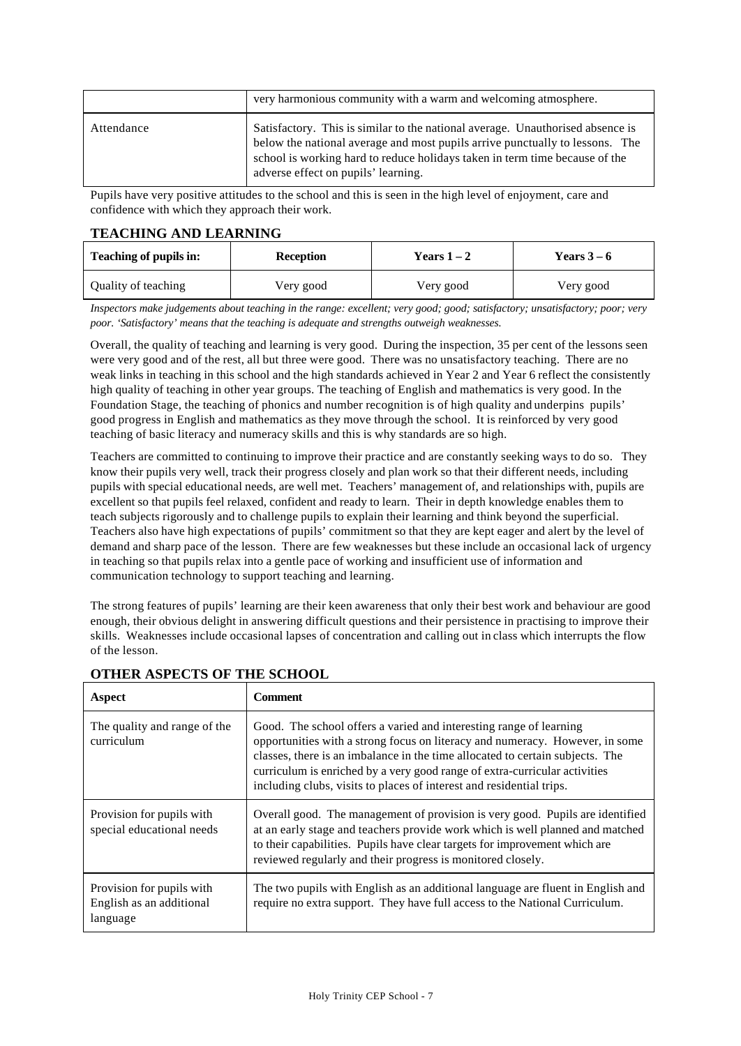|  | very harmonious community with a warm and welcoming atmosphere. |
| --- | --- |
| Attendance | Satisfactory. This is similar to the national average. Unauthorised absence is below the national average and most pupils arrive punctually to lessons. The school is working hard to reduce holidays taken in term time because of the adverse effect on pupils' learning. |

Pupils have very positive attitudes to the school and this is seen in the high level of enjoyment, care and confidence with which they approach their work.

## TEACHING AND LEARNING

| Teaching of pupils in: | Reception | Years 1 – 2 | Years 3 – 6 |
| --- | --- | --- | --- |
| Quality of teaching | Very good | Very good | Very good |

*Inspectors make judgements about teaching in the range: excellent; very good; good; satisfactory; unsatisfactory; poor; very poor. 'Satisfactory' means that the teaching is adequate and strengths outweigh weaknesses.*

Overall, the quality of teaching and learning is very good. During the inspection, 35 per cent of the lessons seen were very good and of the rest, all but three were good. There was no unsatisfactory teaching. There are no weak links in teaching in this school and the high standards achieved in Year 2 and Year 6 reflect the consistently high quality of teaching in other year groups. The teaching of English and mathematics is very good. In the Foundation Stage, the teaching of phonics and number recognition is of high quality and underpins pupils' good progress in English and mathematics as they move through the school. It is reinforced by very good teaching of basic literacy and numeracy skills and this is why standards are so high.

Teachers are committed to continuing to improve their practice and are constantly seeking ways to do so. They know their pupils very well, track their progress closely and plan work so that their different needs, including pupils with special educational needs, are well met. Teachers' management of, and relationships with, pupils are excellent so that pupils feel relaxed, confident and ready to learn. Their in depth knowledge enables them to teach subjects rigorously and to challenge pupils to explain their learning and think beyond the superficial. Teachers also have high expectations of pupils' commitment so that they are kept eager and alert by the level of demand and sharp pace of the lesson. There are few weaknesses but these include an occasional lack of urgency in teaching so that pupils relax into a gentle pace of working and insufficient use of information and communication technology to support teaching and learning.

The strong features of pupils' learning are their keen awareness that only their best work and behaviour are good enough, their obvious delight in answering difficult questions and their persistence in practising to improve their skills. Weaknesses include occasional lapses of concentration and calling out in class which interrupts the flow of the lesson.

## OTHER ASPECTS OF THE SCHOOL

| Aspect | Comment |
| --- | --- |
| The quality and range of the curriculum | Good. The school offers a varied and interesting range of learning opportunities with a strong focus on literacy and numeracy. However, in some classes, there is an imbalance in the time allocated to certain subjects. The curriculum is enriched by a very good range of extra-curricular activities including clubs, visits to places of interest and residential trips. |
| Provision for pupils with special educational needs | Overall good. The management of provision is very good. Pupils are identified at an early stage and teachers provide work which is well planned and matched to their capabilities. Pupils have clear targets for improvement which are reviewed regularly and their progress is monitored closely. |
| Provision for pupils with English as an additional language | The two pupils with English as an additional language are fluent in English and require no extra support. They have full access to the National Curriculum. |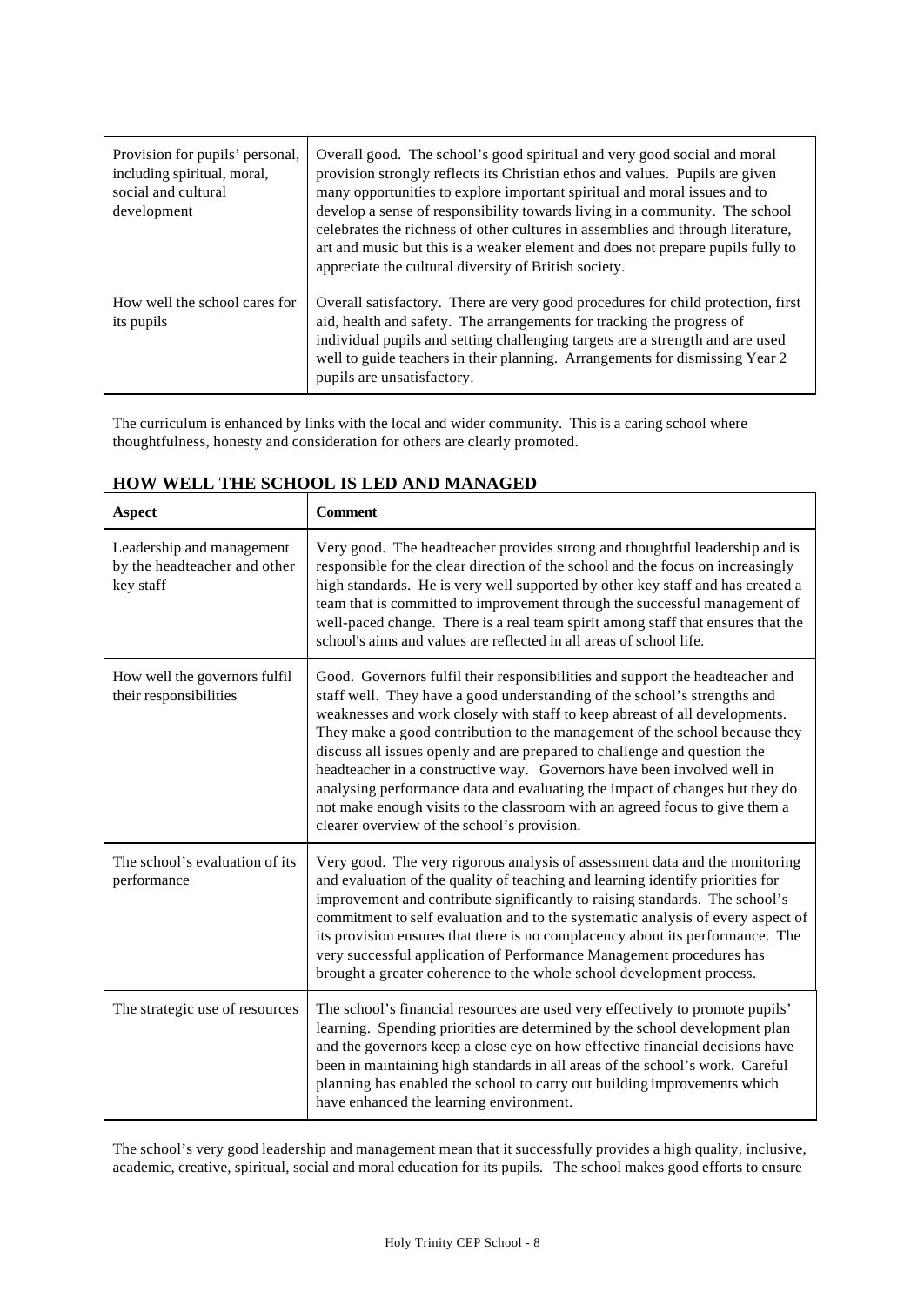| | |
|---|---|
| Provision for pupils' personal, including spiritual, moral, social and cultural development | Overall good. The school's good spiritual and very good social and moral provision strongly reflects its Christian ethos and values. Pupils are given many opportunities to explore important spiritual and moral issues and to develop a sense of responsibility towards living in a community. The school celebrates the richness of other cultures in assemblies and through literature, art and music but this is a weaker element and does not prepare pupils fully to appreciate the cultural diversity of British society. |
| How well the school cares for its pupils | Overall satisfactory. There are very good procedures for child protection, first aid, health and safety. The arrangements for tracking the progress of individual pupils and setting challenging targets are a strength and are used well to guide teachers in their planning. Arrangements for dismissing Year 2 pupils are unsatisfactory. |

The curriculum is enhanced by links with the local and wider community. This is a caring school where thoughtfulness, honesty and consideration for others are clearly promoted.

## HOW WELL THE SCHOOL IS LED AND MANAGED

| Aspect | Comment |
|---|---|
| Leadership and management by the headteacher and other key staff | Very good. The headteacher provides strong and thoughtful leadership and is responsible for the clear direction of the school and the focus on increasingly high standards. He is very well supported by other key staff and has created a team that is committed to improvement through the successful management of well-paced change. There is a real team spirit among staff that ensures that the school's aims and values are reflected in all areas of school life. |
| How well the governors fulfil their responsibilities | Good. Governors fulfil their responsibilities and support the headteacher and staff well. They have a good understanding of the school's strengths and weaknesses and work closely with staff to keep abreast of all developments. They make a good contribution to the management of the school because they discuss all issues openly and are prepared to challenge and question the headteacher in a constructive way. Governors have been involved well in analysing performance data and evaluating the impact of changes but they do not make enough visits to the classroom with an agreed focus to give them a clearer overview of the school's provision. |
| The school's evaluation of its performance | Very good. The very rigorous analysis of assessment data and the monitoring and evaluation of the quality of teaching and learning identify priorities for improvement and contribute significantly to raising standards. The school's commitment to self evaluation and to the systematic analysis of every aspect of its provision ensures that there is no complacency about its performance. The very successful application of Performance Management procedures has brought a greater coherence to the whole school development process. |
| The strategic use of resources | The school's financial resources are used very effectively to promote pupils' learning. Spending priorities are determined by the school development plan and the governors keep a close eye on how effective financial decisions have been in maintaining high standards in all areas of the school's work. Careful planning has enabled the school to carry out building improvements which have enhanced the learning environment. |

The school's very good leadership and management mean that it successfully provides a high quality, inclusive, academic, creative, spiritual, social and moral education for its pupils. The school makes good efforts to ensure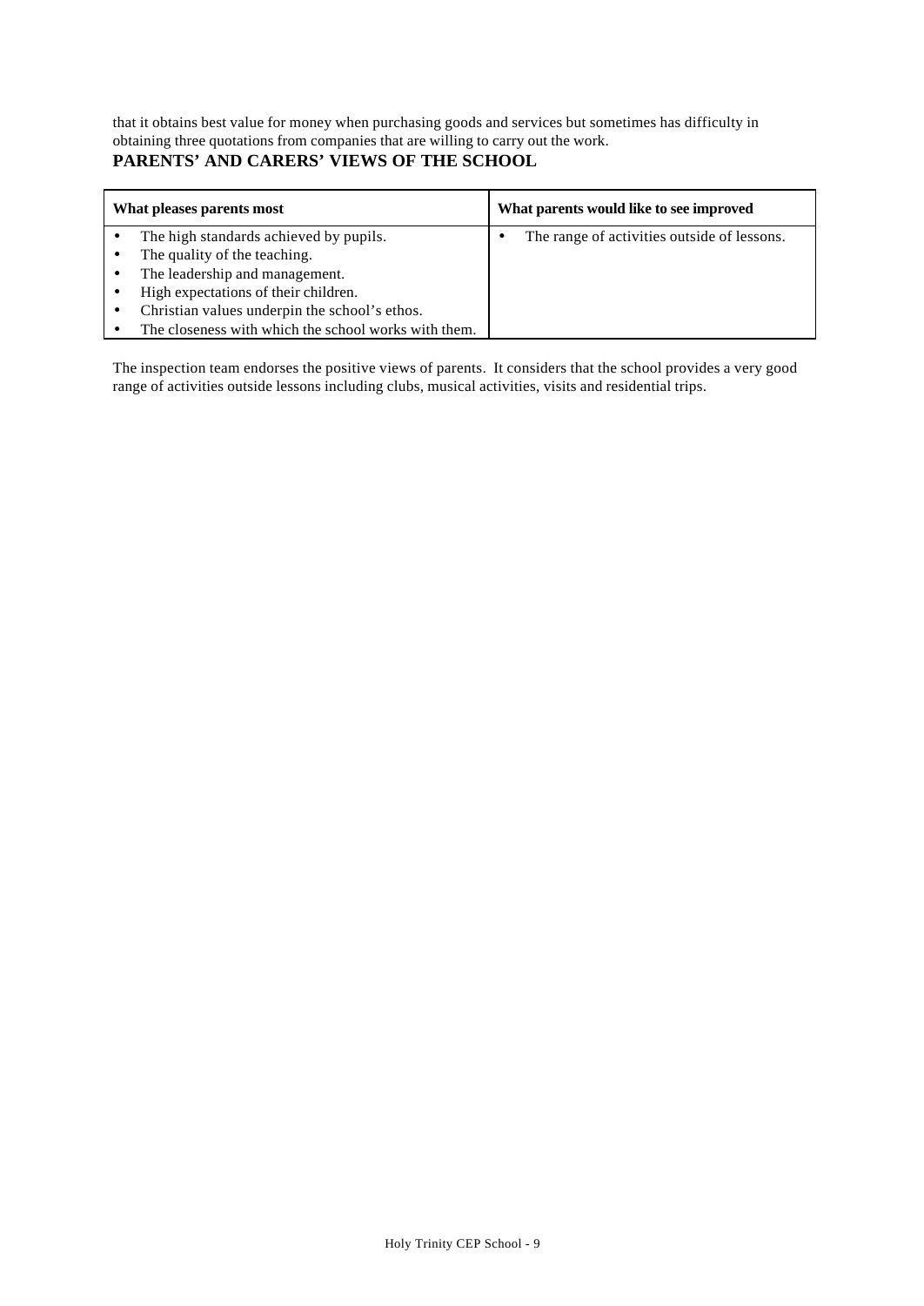that it obtains best value for money when purchasing goods and services but sometimes has difficulty in obtaining three quotations from companies that are willing to carry out the work.

## PARENTS' AND CARERS' VIEWS OF THE SCHOOL

| What pleases parents most | What parents would like to see improved |
|---|---|
| • The high standards achieved by pupils.<br>• The quality of the teaching.<br>• The leadership and management.<br>• High expectations of their children.<br>• Christian values underpin the school's ethos.<br>• The closeness with which the school works with them. | • The range of activities outside of lessons. |

The inspection team endorses the positive views of parents. It considers that the school provides a very good range of activities outside lessons including clubs, musical activities, visits and residential trips.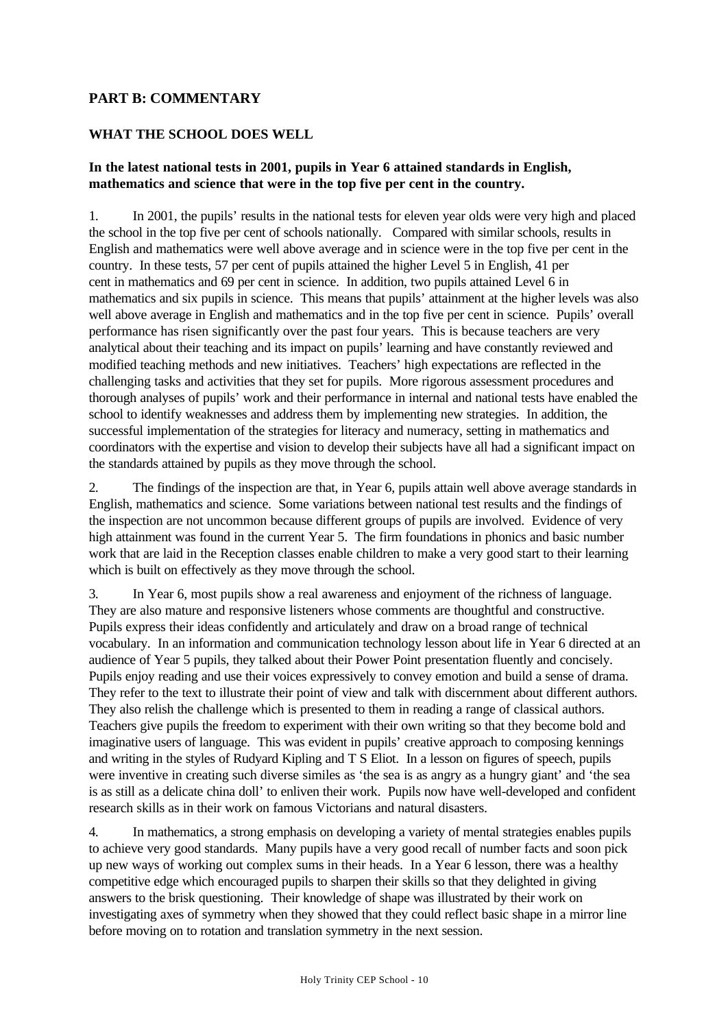## PART B: COMMENTARY

### WHAT THE SCHOOL DOES WELL

**In the latest national tests in 2001, pupils in Year 6 attained standards in English, mathematics and science that were in the top five per cent in the country.**

1. In 2001, the pupils' results in the national tests for eleven year olds were very high and placed the school in the top five per cent of schools nationally. Compared with similar schools, results in English and mathematics were well above average and in science were in the top five per cent in the country. In these tests, 57 per cent of pupils attained the higher Level 5 in English, 41 per cent in mathematics and 69 per cent in science. In addition, two pupils attained Level 6 in mathematics and six pupils in science. This means that pupils' attainment at the higher levels was also well above average in English and mathematics and in the top five per cent in science. Pupils' overall performance has risen significantly over the past four years. This is because teachers are very analytical about their teaching and its impact on pupils' learning and have constantly reviewed and modified teaching methods and new initiatives. Teachers' high expectations are reflected in the challenging tasks and activities that they set for pupils. More rigorous assessment procedures and thorough analyses of pupils' work and their performance in internal and national tests have enabled the school to identify weaknesses and address them by implementing new strategies. In addition, the successful implementation of the strategies for literacy and numeracy, setting in mathematics and coordinators with the expertise and vision to develop their subjects have all had a significant impact on the standards attained by pupils as they move through the school.

2. The findings of the inspection are that, in Year 6, pupils attain well above average standards in English, mathematics and science. Some variations between national test results and the findings of the inspection are not uncommon because different groups of pupils are involved. Evidence of very high attainment was found in the current Year 5. The firm foundations in phonics and basic number work that are laid in the Reception classes enable children to make a very good start to their learning which is built on effectively as they move through the school.

3. In Year 6, most pupils show a real awareness and enjoyment of the richness of language. They are also mature and responsive listeners whose comments are thoughtful and constructive. Pupils express their ideas confidently and articulately and draw on a broad range of technical vocabulary. In an information and communication technology lesson about life in Year 6 directed at an audience of Year 5 pupils, they talked about their Power Point presentation fluently and concisely. Pupils enjoy reading and use their voices expressively to convey emotion and build a sense of drama. They refer to the text to illustrate their point of view and talk with discernment about different authors. They also relish the challenge which is presented to them in reading a range of classical authors. Teachers give pupils the freedom to experiment with their own writing so that they become bold and imaginative users of language. This was evident in pupils' creative approach to composing kennings and writing in the styles of Rudyard Kipling and T S Eliot. In a lesson on figures of speech, pupils were inventive in creating such diverse similes as 'the sea is as angry as a hungry giant' and 'the sea is as still as a delicate china doll' to enliven their work. Pupils now have well-developed and confident research skills as in their work on famous Victorians and natural disasters.

4. In mathematics, a strong emphasis on developing a variety of mental strategies enables pupils to achieve very good standards. Many pupils have a very good recall of number facts and soon pick up new ways of working out complex sums in their heads. In a Year 6 lesson, there was a healthy competitive edge which encouraged pupils to sharpen their skills so that they delighted in giving answers to the brisk questioning. Their knowledge of shape was illustrated by their work on investigating axes of symmetry when they showed that they could reflect basic shape in a mirror line before moving on to rotation and translation symmetry in the next session.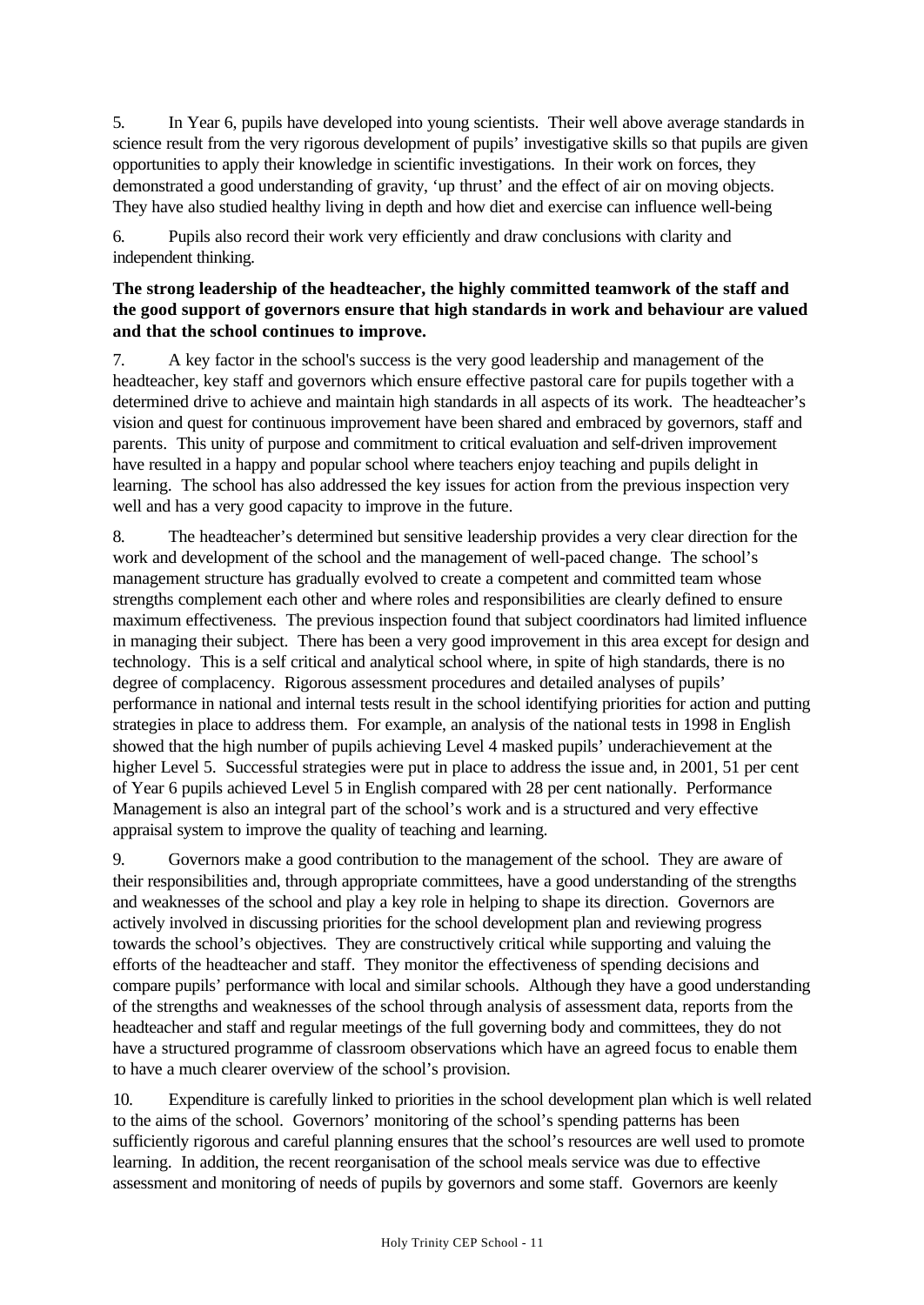5. In Year 6, pupils have developed into young scientists. Their well above average standards in science result from the very rigorous development of pupils' investigative skills so that pupils are given opportunities to apply their knowledge in scientific investigations. In their work on forces, they demonstrated a good understanding of gravity, 'up thrust' and the effect of air on moving objects. They have also studied healthy living in depth and how diet and exercise can influence well-being

6. Pupils also record their work very efficiently and draw conclusions with clarity and independent thinking.

**The strong leadership of the headteacher, the highly committed teamwork of the staff and the good support of governors ensure that high standards in work and behaviour are valued and that the school continues to improve.**

7. A key factor in the school's success is the very good leadership and management of the headteacher, key staff and governors which ensure effective pastoral care for pupils together with a determined drive to achieve and maintain high standards in all aspects of its work. The headteacher's vision and quest for continuous improvement have been shared and embraced by governors, staff and parents. This unity of purpose and commitment to critical evaluation and self-driven improvement have resulted in a happy and popular school where teachers enjoy teaching and pupils delight in learning. The school has also addressed the key issues for action from the previous inspection very well and has a very good capacity to improve in the future.

8. The headteacher's determined but sensitive leadership provides a very clear direction for the work and development of the school and the management of well-paced change. The school's management structure has gradually evolved to create a competent and committed team whose strengths complement each other and where roles and responsibilities are clearly defined to ensure maximum effectiveness. The previous inspection found that subject coordinators had limited influence in managing their subject. There has been a very good improvement in this area except for design and technology. This is a self critical and analytical school where, in spite of high standards, there is no degree of complacency. Rigorous assessment procedures and detailed analyses of pupils' performance in national and internal tests result in the school identifying priorities for action and putting strategies in place to address them. For example, an analysis of the national tests in 1998 in English showed that the high number of pupils achieving Level 4 masked pupils' underachievement at the higher Level 5. Successful strategies were put in place to address the issue and, in 2001, 51 per cent of Year 6 pupils achieved Level 5 in English compared with 28 per cent nationally. Performance Management is also an integral part of the school's work and is a structured and very effective appraisal system to improve the quality of teaching and learning.

9. Governors make a good contribution to the management of the school. They are aware of their responsibilities and, through appropriate committees, have a good understanding of the strengths and weaknesses of the school and play a key role in helping to shape its direction. Governors are actively involved in discussing priorities for the school development plan and reviewing progress towards the school's objectives. They are constructively critical while supporting and valuing the efforts of the headteacher and staff. They monitor the effectiveness of spending decisions and compare pupils' performance with local and similar schools. Although they have a good understanding of the strengths and weaknesses of the school through analysis of assessment data, reports from the headteacher and staff and regular meetings of the full governing body and committees, they do not have a structured programme of classroom observations which have an agreed focus to enable them to have a much clearer overview of the school's provision.

10. Expenditure is carefully linked to priorities in the school development plan which is well related to the aims of the school. Governors' monitoring of the school's spending patterns has been sufficiently rigorous and careful planning ensures that the school's resources are well used to promote learning. In addition, the recent reorganisation of the school meals service was due to effective assessment and monitoring of needs of pupils by governors and some staff. Governors are keenly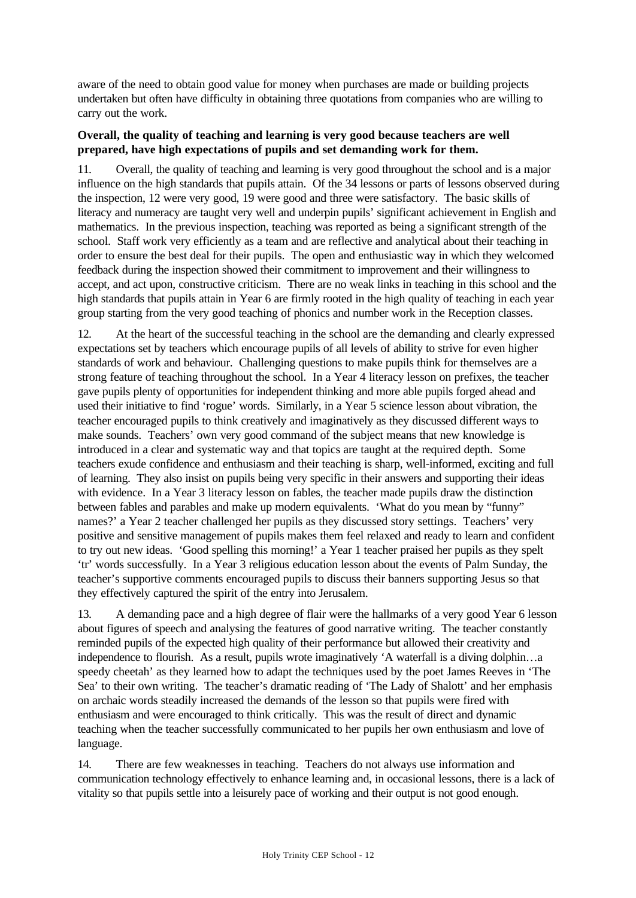aware of the need to obtain good value for money when purchases are made or building projects undertaken but often have difficulty in obtaining three quotations from companies who are willing to carry out the work.

**Overall, the quality of teaching and learning is very good because teachers are well prepared, have high expectations of pupils and set demanding work for them.**

11. Overall, the quality of teaching and learning is very good throughout the school and is a major influence on the high standards that pupils attain. Of the 34 lessons or parts of lessons observed during the inspection, 12 were very good, 19 were good and three were satisfactory. The basic skills of literacy and numeracy are taught very well and underpin pupils' significant achievement in English and mathematics. In the previous inspection, teaching was reported as being a significant strength of the school. Staff work very efficiently as a team and are reflective and analytical about their teaching in order to ensure the best deal for their pupils. The open and enthusiastic way in which they welcomed feedback during the inspection showed their commitment to improvement and their willingness to accept, and act upon, constructive criticism. There are no weak links in teaching in this school and the high standards that pupils attain in Year 6 are firmly rooted in the high quality of teaching in each year group starting from the very good teaching of phonics and number work in the Reception classes.

12. At the heart of the successful teaching in the school are the demanding and clearly expressed expectations set by teachers which encourage pupils of all levels of ability to strive for even higher standards of work and behaviour. Challenging questions to make pupils think for themselves are a strong feature of teaching throughout the school. In a Year 4 literacy lesson on prefixes, the teacher gave pupils plenty of opportunities for independent thinking and more able pupils forged ahead and used their initiative to find 'rogue' words. Similarly, in a Year 5 science lesson about vibration, the teacher encouraged pupils to think creatively and imaginatively as they discussed different ways to make sounds. Teachers' own very good command of the subject means that new knowledge is introduced in a clear and systematic way and that topics are taught at the required depth. Some teachers exude confidence and enthusiasm and their teaching is sharp, well-informed, exciting and full of learning. They also insist on pupils being very specific in their answers and supporting their ideas with evidence. In a Year 3 literacy lesson on fables, the teacher made pupils draw the distinction between fables and parables and make up modern equivalents. 'What do you mean by "funny" names?' a Year 2 teacher challenged her pupils as they discussed story settings. Teachers' very positive and sensitive management of pupils makes them feel relaxed and ready to learn and confident to try out new ideas. 'Good spelling this morning!' a Year 1 teacher praised her pupils as they spelt 'tr' words successfully. In a Year 3 religious education lesson about the events of Palm Sunday, the teacher's supportive comments encouraged pupils to discuss their banners supporting Jesus so that they effectively captured the spirit of the entry into Jerusalem.

13. A demanding pace and a high degree of flair were the hallmarks of a very good Year 6 lesson about figures of speech and analysing the features of good narrative writing. The teacher constantly reminded pupils of the expected high quality of their performance but allowed their creativity and independence to flourish. As a result, pupils wrote imaginatively 'A waterfall is a diving dolphin…a speedy cheetah' as they learned how to adapt the techniques used by the poet James Reeves in 'The Sea' to their own writing. The teacher's dramatic reading of 'The Lady of Shalott' and her emphasis on archaic words steadily increased the demands of the lesson so that pupils were fired with enthusiasm and were encouraged to think critically. This was the result of direct and dynamic teaching when the teacher successfully communicated to her pupils her own enthusiasm and love of language.

14. There are few weaknesses in teaching. Teachers do not always use information and communication technology effectively to enhance learning and, in occasional lessons, there is a lack of vitality so that pupils settle into a leisurely pace of working and their output is not good enough.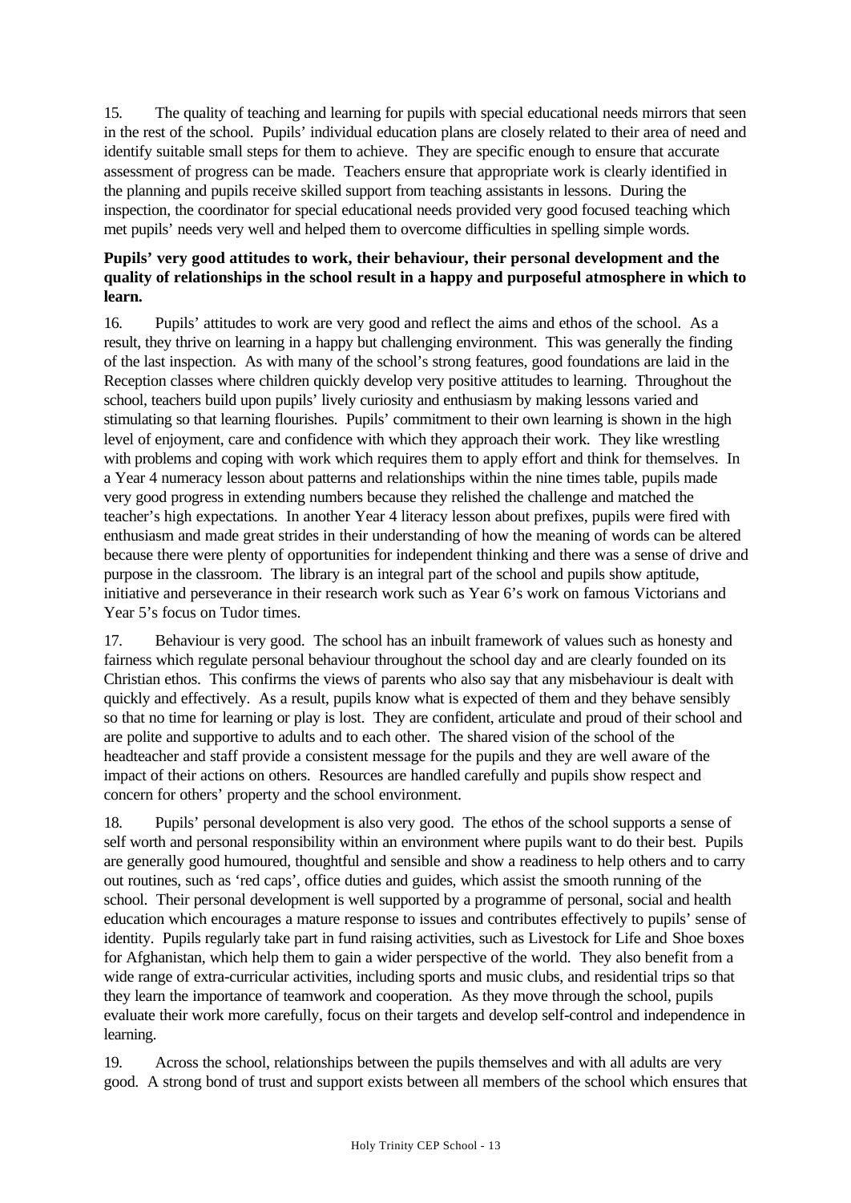15. The quality of teaching and learning for pupils with special educational needs mirrors that seen in the rest of the school. Pupils' individual education plans are closely related to their area of need and identify suitable small steps for them to achieve. They are specific enough to ensure that accurate assessment of progress can be made. Teachers ensure that appropriate work is clearly identified in the planning and pupils receive skilled support from teaching assistants in lessons. During the inspection, the coordinator for special educational needs provided very good focused teaching which met pupils' needs very well and helped them to overcome difficulties in spelling simple words.

**Pupils' very good attitudes to work, their behaviour, their personal development and the quality of relationships in the school result in a happy and purposeful atmosphere in which to learn.**

16. Pupils' attitudes to work are very good and reflect the aims and ethos of the school. As a result, they thrive on learning in a happy but challenging environment. This was generally the finding of the last inspection. As with many of the school's strong features, good foundations are laid in the Reception classes where children quickly develop very positive attitudes to learning. Throughout the school, teachers build upon pupils' lively curiosity and enthusiasm by making lessons varied and stimulating so that learning flourishes. Pupils' commitment to their own learning is shown in the high level of enjoyment, care and confidence with which they approach their work. They like wrestling with problems and coping with work which requires them to apply effort and think for themselves. In a Year 4 numeracy lesson about patterns and relationships within the nine times table, pupils made very good progress in extending numbers because they relished the challenge and matched the teacher's high expectations. In another Year 4 literacy lesson about prefixes, pupils were fired with enthusiasm and made great strides in their understanding of how the meaning of words can be altered because there were plenty of opportunities for independent thinking and there was a sense of drive and purpose in the classroom. The library is an integral part of the school and pupils show aptitude, initiative and perseverance in their research work such as Year 6's work on famous Victorians and Year 5's focus on Tudor times.

17. Behaviour is very good. The school has an inbuilt framework of values such as honesty and fairness which regulate personal behaviour throughout the school day and are clearly founded on its Christian ethos. This confirms the views of parents who also say that any misbehaviour is dealt with quickly and effectively. As a result, pupils know what is expected of them and they behave sensibly so that no time for learning or play is lost. They are confident, articulate and proud of their school and are polite and supportive to adults and to each other. The shared vision of the school of the headteacher and staff provide a consistent message for the pupils and they are well aware of the impact of their actions on others. Resources are handled carefully and pupils show respect and concern for others' property and the school environment.

18. Pupils' personal development is also very good. The ethos of the school supports a sense of self worth and personal responsibility within an environment where pupils want to do their best. Pupils are generally good humoured, thoughtful and sensible and show a readiness to help others and to carry out routines, such as 'red caps', office duties and guides, which assist the smooth running of the school. Their personal development is well supported by a programme of personal, social and health education which encourages a mature response to issues and contributes effectively to pupils' sense of identity. Pupils regularly take part in fund raising activities, such as Livestock for Life and Shoe boxes for Afghanistan, which help them to gain a wider perspective of the world. They also benefit from a wide range of extra-curricular activities, including sports and music clubs, and residential trips so that they learn the importance of teamwork and cooperation. As they move through the school, pupils evaluate their work more carefully, focus on their targets and develop self-control and independence in learning.

19. Across the school, relationships between the pupils themselves and with all adults are very good. A strong bond of trust and support exists between all members of the school which ensures that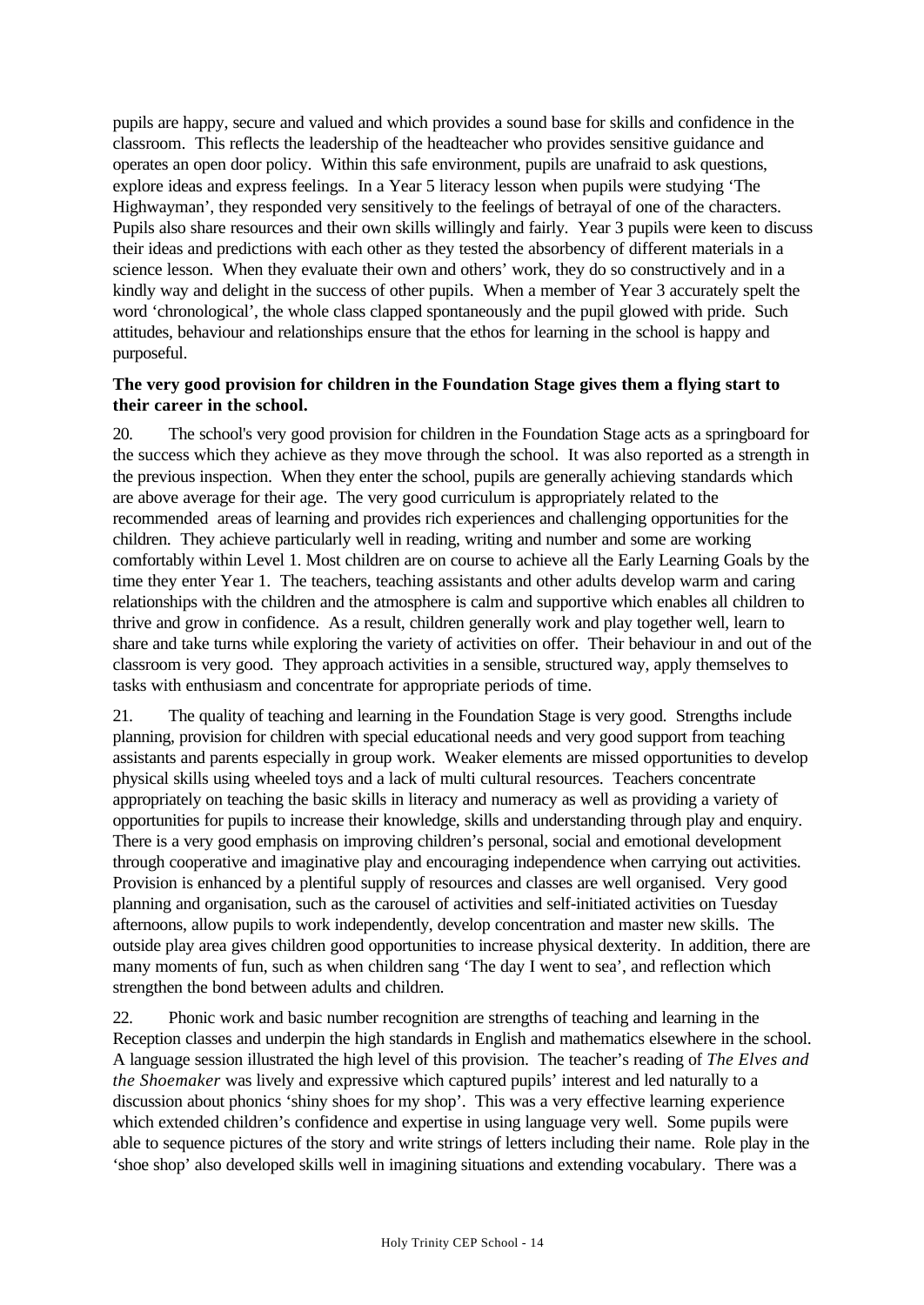pupils are happy, secure and valued and which provides a sound base for skills and confidence in the classroom. This reflects the leadership of the headteacher who provides sensitive guidance and operates an open door policy. Within this safe environment, pupils are unafraid to ask questions, explore ideas and express feelings. In a Year 5 literacy lesson when pupils were studying 'The Highwayman', they responded very sensitively to the feelings of betrayal of one of the characters. Pupils also share resources and their own skills willingly and fairly. Year 3 pupils were keen to discuss their ideas and predictions with each other as they tested the absorbency of different materials in a science lesson. When they evaluate their own and others' work, they do so constructively and in a kindly way and delight in the success of other pupils. When a member of Year 3 accurately spelt the word 'chronological', the whole class clapped spontaneously and the pupil glowed with pride. Such attitudes, behaviour and relationships ensure that the ethos for learning in the school is happy and purposeful.

**The very good provision for children in the Foundation Stage gives them a flying start to their career in the school.**

20. The school's very good provision for children in the Foundation Stage acts as a springboard for the success which they achieve as they move through the school. It was also reported as a strength in the previous inspection. When they enter the school, pupils are generally achieving standards which are above average for their age. The very good curriculum is appropriately related to the recommended areas of learning and provides rich experiences and challenging opportunities for the children. They achieve particularly well in reading, writing and number and some are working comfortably within Level 1. Most children are on course to achieve all the Early Learning Goals by the time they enter Year 1. The teachers, teaching assistants and other adults develop warm and caring relationships with the children and the atmosphere is calm and supportive which enables all children to thrive and grow in confidence. As a result, children generally work and play together well, learn to share and take turns while exploring the variety of activities on offer. Their behaviour in and out of the classroom is very good. They approach activities in a sensible, structured way, apply themselves to tasks with enthusiasm and concentrate for appropriate periods of time.

21. The quality of teaching and learning in the Foundation Stage is very good. Strengths include planning, provision for children with special educational needs and very good support from teaching assistants and parents especially in group work. Weaker elements are missed opportunities to develop physical skills using wheeled toys and a lack of multi cultural resources. Teachers concentrate appropriately on teaching the basic skills in literacy and numeracy as well as providing a variety of opportunities for pupils to increase their knowledge, skills and understanding through play and enquiry. There is a very good emphasis on improving children's personal, social and emotional development through cooperative and imaginative play and encouraging independence when carrying out activities. Provision is enhanced by a plentiful supply of resources and classes are well organised. Very good planning and organisation, such as the carousel of activities and self-initiated activities on Tuesday afternoons, allow pupils to work independently, develop concentration and master new skills. The outside play area gives children good opportunities to increase physical dexterity. In addition, there are many moments of fun, such as when children sang 'The day I went to sea', and reflection which strengthen the bond between adults and children.

22. Phonic work and basic number recognition are strengths of teaching and learning in the Reception classes and underpin the high standards in English and mathematics elsewhere in the school. A language session illustrated the high level of this provision. The teacher's reading of *The Elves and the Shoemaker* was lively and expressive which captured pupils' interest and led naturally to a discussion about phonics 'shiny shoes for my shop'. This was a very effective learning experience which extended children's confidence and expertise in using language very well. Some pupils were able to sequence pictures of the story and write strings of letters including their name. Role play in the 'shoe shop' also developed skills well in imagining situations and extending vocabulary. There was a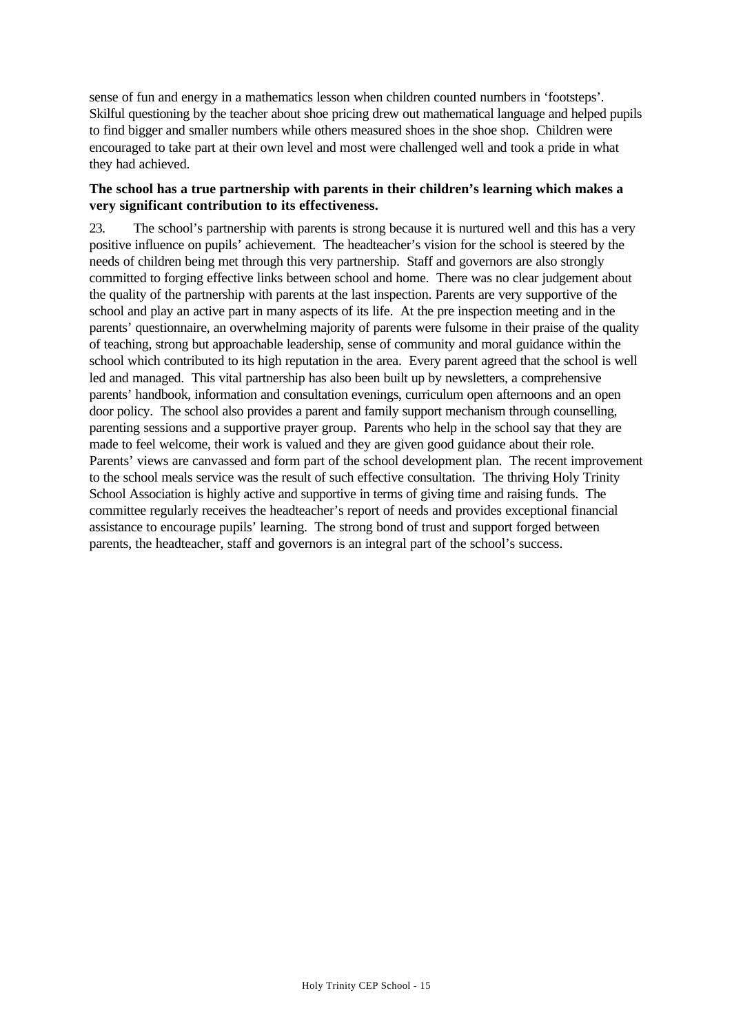sense of fun and energy in a mathematics lesson when children counted numbers in 'footsteps'. Skilful questioning by the teacher about shoe pricing drew out mathematical language and helped pupils to find bigger and smaller numbers while others measured shoes in the shoe shop. Children were encouraged to take part at their own level and most were challenged well and took a pride in what they had achieved.

**The school has a true partnership with parents in their children's learning which makes a very significant contribution to its effectiveness.**

23. The school's partnership with parents is strong because it is nurtured well and this has a very positive influence on pupils' achievement. The headteacher's vision for the school is steered by the needs of children being met through this very partnership. Staff and governors are also strongly committed to forging effective links between school and home. There was no clear judgement about the quality of the partnership with parents at the last inspection. Parents are very supportive of the school and play an active part in many aspects of its life. At the pre inspection meeting and in the parents' questionnaire, an overwhelming majority of parents were fulsome in their praise of the quality of teaching, strong but approachable leadership, sense of community and moral guidance within the school which contributed to its high reputation in the area. Every parent agreed that the school is well led and managed. This vital partnership has also been built up by newsletters, a comprehensive parents' handbook, information and consultation evenings, curriculum open afternoons and an open door policy. The school also provides a parent and family support mechanism through counselling, parenting sessions and a supportive prayer group. Parents who help in the school say that they are made to feel welcome, their work is valued and they are given good guidance about their role. Parents' views are canvassed and form part of the school development plan. The recent improvement to the school meals service was the result of such effective consultation. The thriving Holy Trinity School Association is highly active and supportive in terms of giving time and raising funds. The committee regularly receives the headteacher's report of needs and provides exceptional financial assistance to encourage pupils' learning. The strong bond of trust and support forged between parents, the headteacher, staff and governors is an integral part of the school's success.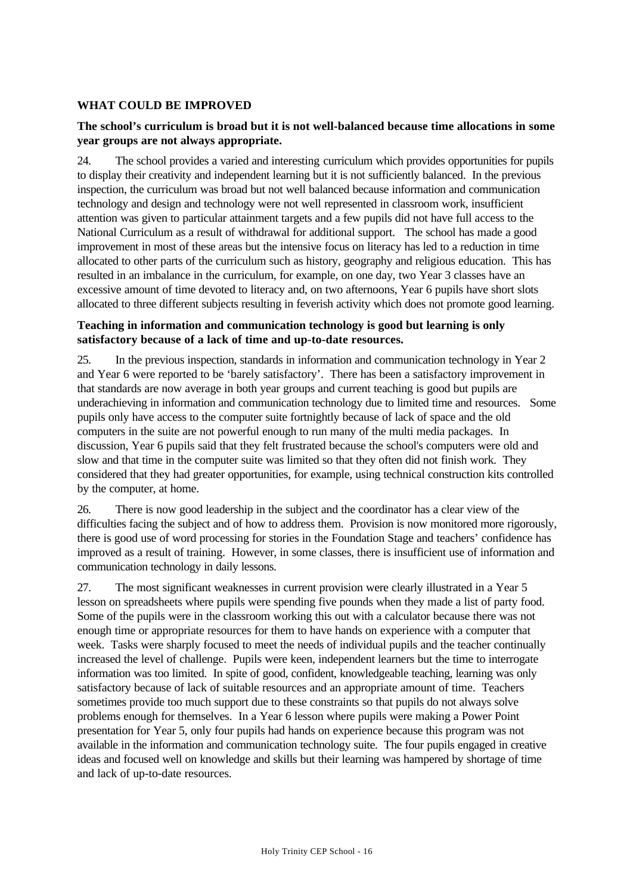## WHAT COULD BE IMPROVED

**The school's curriculum is broad but it is not well-balanced because time allocations in some year groups are not always appropriate.**

24. The school provides a varied and interesting curriculum which provides opportunities for pupils to display their creativity and independent learning but it is not sufficiently balanced. In the previous inspection, the curriculum was broad but not well balanced because information and communication technology and design and technology were not well represented in classroom work, insufficient attention was given to particular attainment targets and a few pupils did not have full access to the National Curriculum as a result of withdrawal for additional support. The school has made a good improvement in most of these areas but the intensive focus on literacy has led to a reduction in time allocated to other parts of the curriculum such as history, geography and religious education. This has resulted in an imbalance in the curriculum, for example, on one day, two Year 3 classes have an excessive amount of time devoted to literacy and, on two afternoons, Year 6 pupils have short slots allocated to three different subjects resulting in feverish activity which does not promote good learning.

**Teaching in information and communication technology is good but learning is only satisfactory because of a lack of time and up-to-date resources.**

25. In the previous inspection, standards in information and communication technology in Year 2 and Year 6 were reported to be 'barely satisfactory'. There has been a satisfactory improvement in that standards are now average in both year groups and current teaching is good but pupils are underachieving in information and communication technology due to limited time and resources. Some pupils only have access to the computer suite fortnightly because of lack of space and the old computers in the suite are not powerful enough to run many of the multi media packages. In discussion, Year 6 pupils said that they felt frustrated because the school's computers were old and slow and that time in the computer suite was limited so that they often did not finish work. They considered that they had greater opportunities, for example, using technical construction kits controlled by the computer, at home.

26. There is now good leadership in the subject and the coordinator has a clear view of the difficulties facing the subject and of how to address them. Provision is now monitored more rigorously, there is good use of word processing for stories in the Foundation Stage and teachers' confidence has improved as a result of training. However, in some classes, there is insufficient use of information and communication technology in daily lessons.

27. The most significant weaknesses in current provision were clearly illustrated in a Year 5 lesson on spreadsheets where pupils were spending five pounds when they made a list of party food. Some of the pupils were in the classroom working this out with a calculator because there was not enough time or appropriate resources for them to have hands on experience with a computer that week. Tasks were sharply focused to meet the needs of individual pupils and the teacher continually increased the level of challenge. Pupils were keen, independent learners but the time to interrogate information was too limited. In spite of good, confident, knowledgeable teaching, learning was only satisfactory because of lack of suitable resources and an appropriate amount of time. Teachers sometimes provide too much support due to these constraints so that pupils do not always solve problems enough for themselves. In a Year 6 lesson where pupils were making a Power Point presentation for Year 5, only four pupils had hands on experience because this program was not available in the information and communication technology suite. The four pupils engaged in creative ideas and focused well on knowledge and skills but their learning was hampered by shortage of time and lack of up-to-date resources.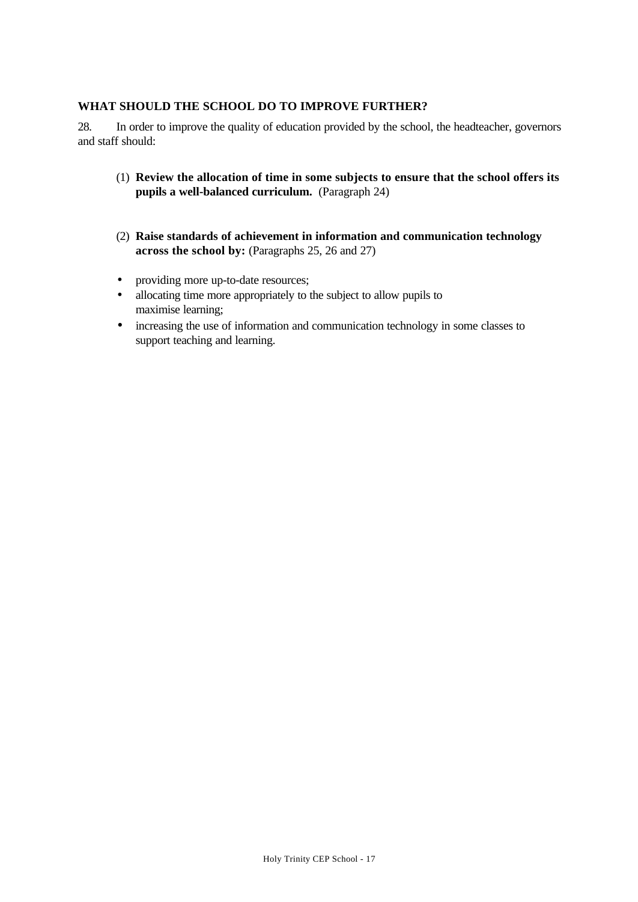## WHAT SHOULD THE SCHOOL DO TO IMPROVE FURTHER?

28. In order to improve the quality of education provided by the school, the headteacher, governors and staff should:

(1) **Review the allocation of time in some subjects to ensure that the school offers its pupils a well-balanced curriculum.** (Paragraph 24)

(2) **Raise standards of achievement in information and communication technology across the school by:** (Paragraphs 25, 26 and 27)

- providing more up-to-date resources;
- allocating time more appropriately to the subject to allow pupils to maximise learning;
- increasing the use of information and communication technology in some classes to support teaching and learning.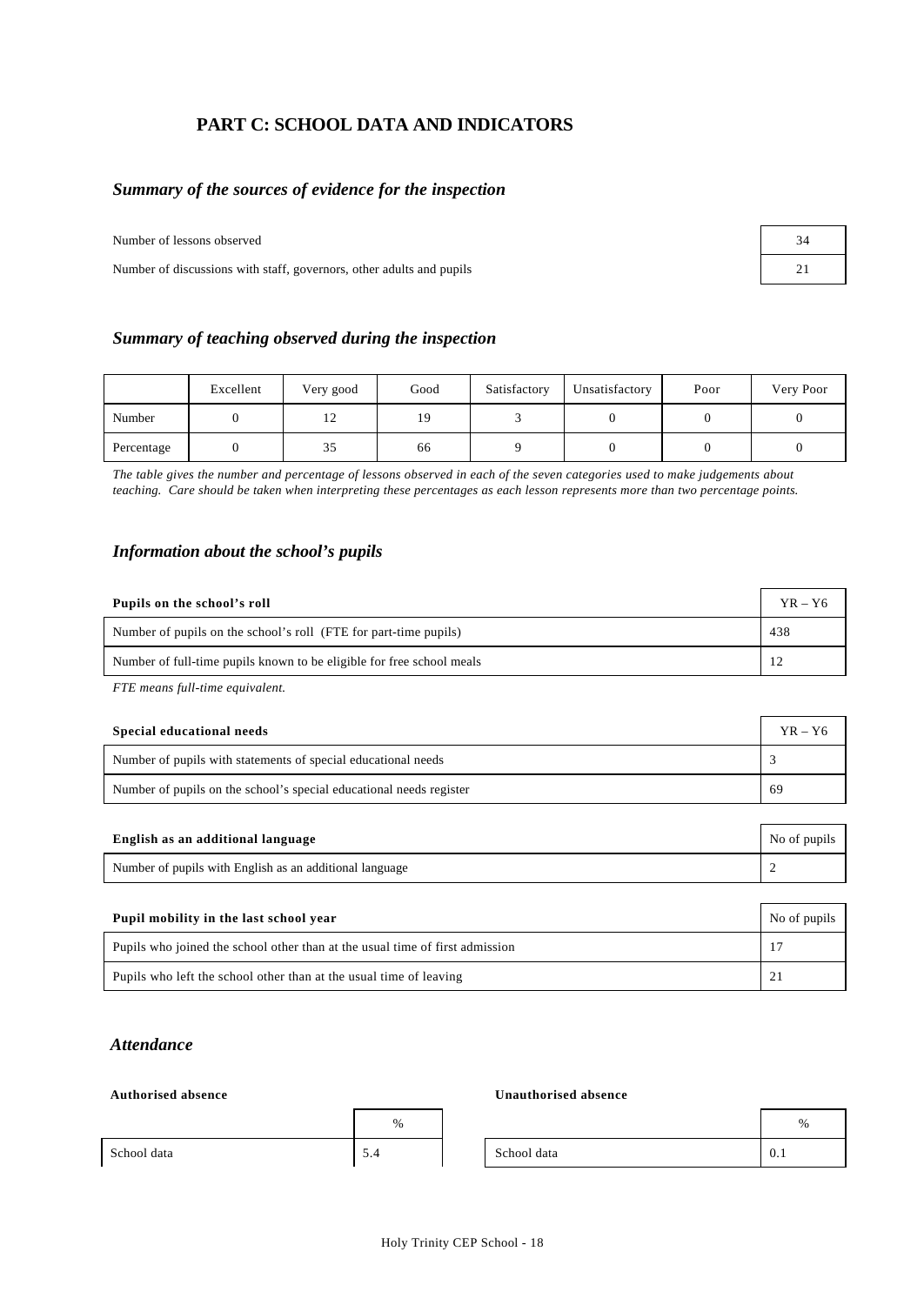# PART C: SCHOOL DATA AND INDICATORS

## *Summary of the sources of evidence for the inspection*

| | |
|---|---|
| Number of lessons observed | 34 |
| Number of discussions with staff, governors, other adults and pupils | 21 |

## *Summary of teaching observed during the inspection*

| | Excellent | Very good | Good | Satisfactory | Unsatisfactory | Poor | Very Poor |
|---|---|---|---|---|---|---|---|
| Number | 0 | 12 | 19 | 3 | 0 | 0 | 0 |
| Percentage | 0 | 35 | 66 | 9 | 0 | 0 | 0 |

*The table gives the number and percentage of lessons observed in each of the seven categories used to make judgements about teaching. Care should be taken when interpreting these percentages as each lesson represents more than two percentage points.*

## *Information about the school's pupils*

| **Pupils on the school's roll** | YR – Y6 |
|---|---|
| Number of pupils on the school's roll (FTE for part-time pupils) | 438 |
| Number of full-time pupils known to be eligible for free school meals | 12 |

*FTE means full-time equivalent.*

| **Special educational needs** | YR – Y6 |
|---|---|
| Number of pupils with statements of special educational needs | 3 |
| Number of pupils on the school's special educational needs register | 69 |

| **English as an additional language** | No of pupils |
|---|---|
| Number of pupils with English as an additional language | 2 |

| **Pupil mobility in the last school year** | No of pupils |
|---|---|
| Pupils who joined the school other than at the usual time of first admission | 17 |
| Pupils who left the school other than at the usual time of leaving | 21 |

## *Attendance*

**Authorised absence**

| | % |
|---|---|
| School data | 5.4 |

**Unauthorised absence**

| | % |
|---|---|
| School data | 0.1 |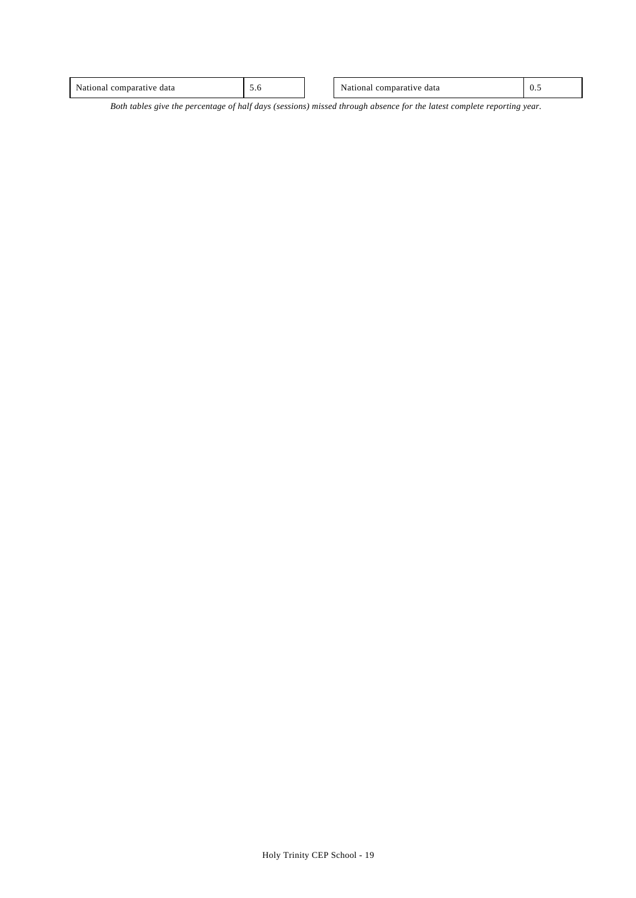| National comparative data | 5.6 |
|---|---|

| National comparative data | 0.5 |
|---|---|

*Both tables give the percentage of half days (sessions) missed through absence for the latest complete reporting year.*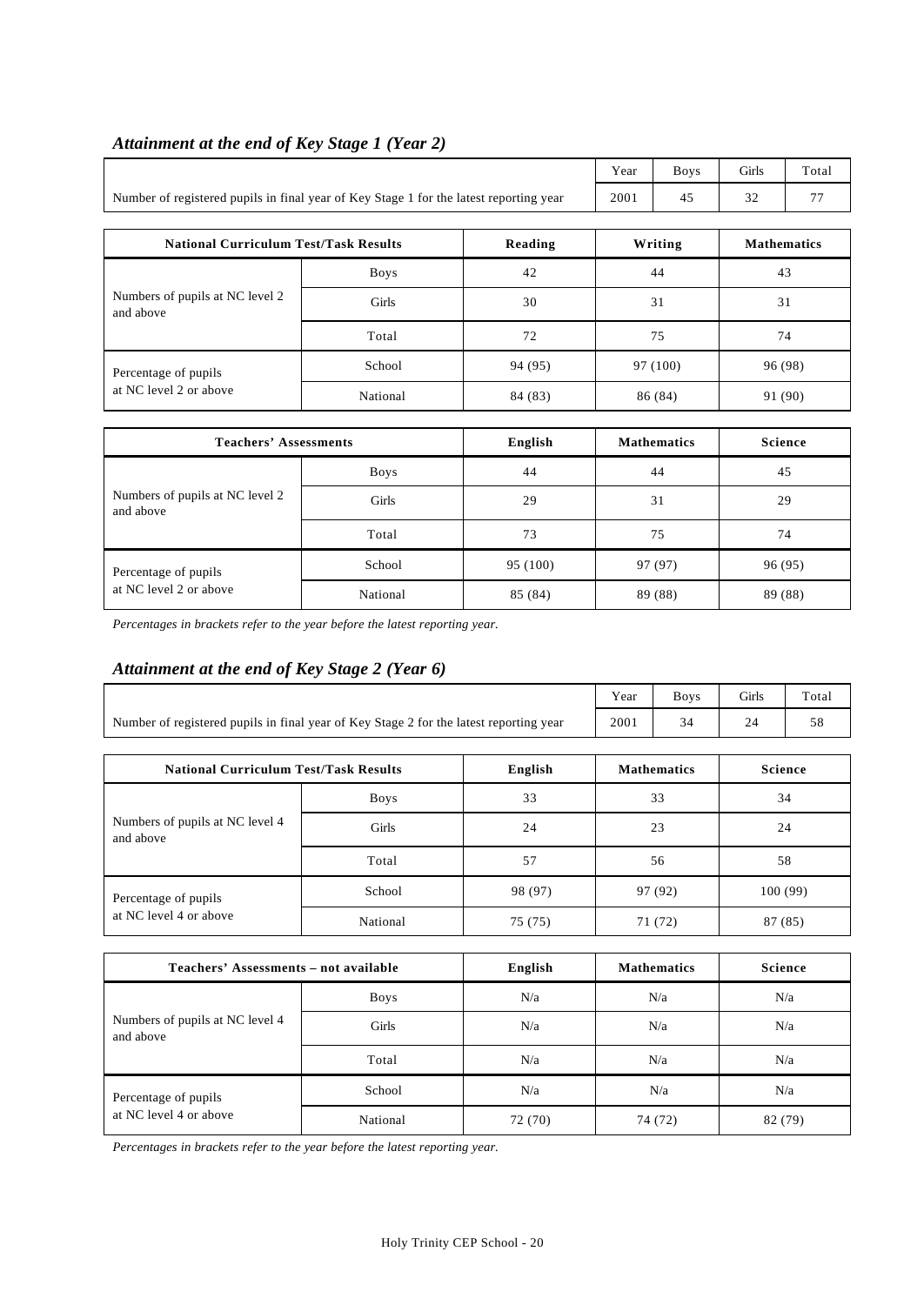### *Attainment at the end of Key Stage 1 (Year 2)*

| | Year | Boys | Girls | Total |
|---|---|---|---|---|
| Number of registered pupils in final year of Key Stage 1 for the latest reporting year | 2001 | 45 | 32 | 77 |

| National Curriculum Test/Task Results | | Reading | Writing | Mathematics |
|---|---|---|---|---|
| Numbers of pupils at NC level 2 and above | Boys | 42 | 44 | 43 |
| | Girls | 30 | 31 | 31 |
| | Total | 72 | 75 | 74 |
| Percentage of pupils at NC level 2 or above | School | 94 (95) | 97 (100) | 96 (98) |
| | National | 84 (83) | 86 (84) | 91 (90) |

| Teachers' Assessments | | English | Mathematics | Science |
|---|---|---|---|---|
| Numbers of pupils at NC level 2 and above | Boys | 44 | 44 | 45 |
| | Girls | 29 | 31 | 29 |
| | Total | 73 | 75 | 74 |
| Percentage of pupils at NC level 2 or above | School | 95 (100) | 97 (97) | 96 (95) |
| | National | 85 (84) | 89 (88) | 89 (88) |

*Percentages in brackets refer to the year before the latest reporting year.*

### *Attainment at the end of Key Stage 2 (Year 6)*

| | Year | Boys | Girls | Total |
|---|---|---|---|---|
| Number of registered pupils in final year of Key Stage 2 for the latest reporting year | 2001 | 34 | 24 | 58 |

| National Curriculum Test/Task Results | | English | Mathematics | Science |
|---|---|---|---|---|
| Numbers of pupils at NC level 4 and above | Boys | 33 | 33 | 34 |
| | Girls | 24 | 23 | 24 |
| | Total | 57 | 56 | 58 |
| Percentage of pupils at NC level 4 or above | School | 98 (97) | 97 (92) | 100 (99) |
| | National | 75 (75) | 71 (72) | 87 (85) |

| Teachers' Assessments – not available | | English | Mathematics | Science |
|---|---|---|---|---|
| Numbers of pupils at NC level 4 and above | Boys | N/a | N/a | N/a |
| | Girls | N/a | N/a | N/a |
| | Total | N/a | N/a | N/a |
| Percentage of pupils at NC level 4 or above | School | N/a | N/a | N/a |
| | National | 72 (70) | 74 (72) | 82 (79) |

*Percentages in brackets refer to the year before the latest reporting year.*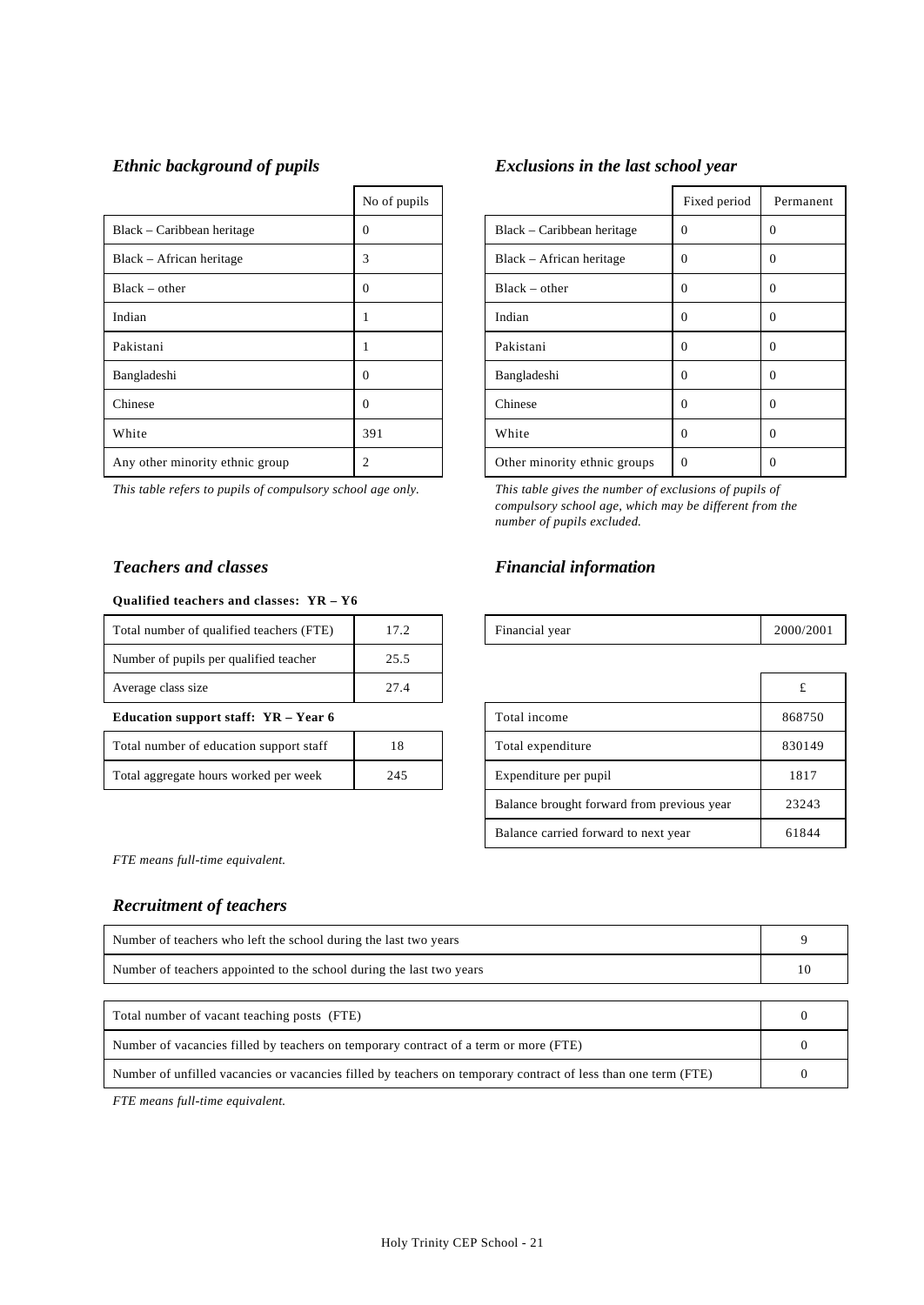### *Ethnic background of pupils*

| | No of pupils |
|---|---|
| Black – Caribbean heritage | 0 |
| Black – African heritage | 3 |
| Black – other | 0 |
| Indian | 1 |
| Pakistani | 1 |
| Bangladeshi | 0 |
| Chinese | 0 |
| White | 391 |
| Any other minority ethnic group | 2 |

*This table refers to pupils of compulsory school age only.*

### *Exclusions in the last school year*

| | Fixed period | Permanent |
|---|---|---|
| Black – Caribbean heritage | 0 | 0 |
| Black – African heritage | 0 | 0 |
| Black – other | 0 | 0 |
| Indian | 0 | 0 |
| Pakistani | 0 | 0 |
| Bangladeshi | 0 | 0 |
| Chinese | 0 | 0 |
| White | 0 | 0 |
| Other minority ethnic groups | 0 | 0 |

*This table gives the number of exclusions of pupils of compulsory school age, which may be different from the number of pupils excluded.*

### *Teachers and classes*

**Qualified teachers and classes: YR – Y6**

| | |
|---|---|
| Total number of qualified teachers (FTE) | 17.2 |
| Number of pupils per qualified teacher | 25.5 |
| Average class size | 27.4 |

**Education support staff: YR – Year 6**

| | |
|---|---|
| Total number of education support staff | 18 |
| Total aggregate hours worked per week | 245 |

*FTE means full-time equivalent.*

### *Financial information*

| Financial year | 2000/2001 |
|---|---|

| | £ |
|---|---|
| Total income | 868750 |
| Total expenditure | 830149 |
| Expenditure per pupil | 1817 |
| Balance brought forward from previous year | 23243 |
| Balance carried forward to next year | 61844 |

### *Recruitment of teachers*

| | |
|---|---|
| Number of teachers who left the school during the last two years | 9 |
| Number of teachers appointed to the school during the last two years | 10 |

| | |
|---|---|
| Total number of vacant teaching posts (FTE) | 0 |
| Number of vacancies filled by teachers on temporary contract of a term or more (FTE) | 0 |
| Number of unfilled vacancies or vacancies filled by teachers on temporary contract of less than one term (FTE) | 0 |

*FTE means full-time equivalent.*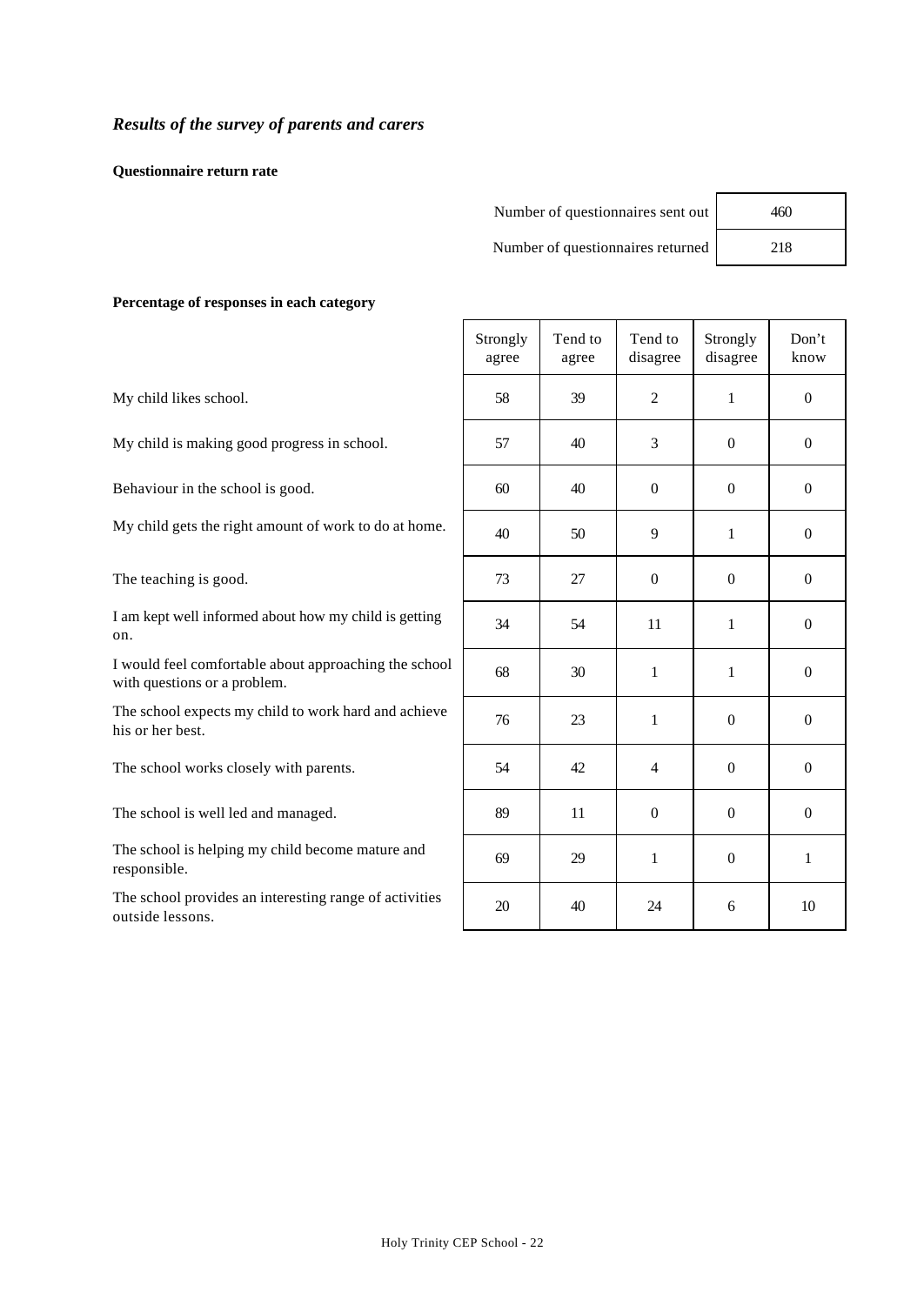*Results of the survey of parents and carers*

**Questionnaire return rate**

| | |
|---|---|
| Number of questionnaires sent out | 460 |
| Number of questionnaires returned | 218 |

**Percentage of responses in each category**

| | Strongly agree | Tend to agree | Tend to disagree | Strongly disagree | Don't know |
|---|---|---|---|---|---|
| My child likes school. | 58 | 39 | 2 | 1 | 0 |
| My child is making good progress in school. | 57 | 40 | 3 | 0 | 0 |
| Behaviour in the school is good. | 60 | 40 | 0 | 0 | 0 |
| My child gets the right amount of work to do at home. | 40 | 50 | 9 | 1 | 0 |
| The teaching is good. | 73 | 27 | 0 | 0 | 0 |
| I am kept well informed about how my child is getting on. | 34 | 54 | 11 | 1 | 0 |
| I would feel comfortable about approaching the school with questions or a problem. | 68 | 30 | 1 | 1 | 0 |
| The school expects my child to work hard and achieve his or her best. | 76 | 23 | 1 | 0 | 0 |
| The school works closely with parents. | 54 | 42 | 4 | 0 | 0 |
| The school is well led and managed. | 89 | 11 | 0 | 0 | 0 |
| The school is helping my child become mature and responsible. | 69 | 29 | 1 | 0 | 1 |
| The school provides an interesting range of activities outside lessons. | 20 | 40 | 24 | 6 | 10 |